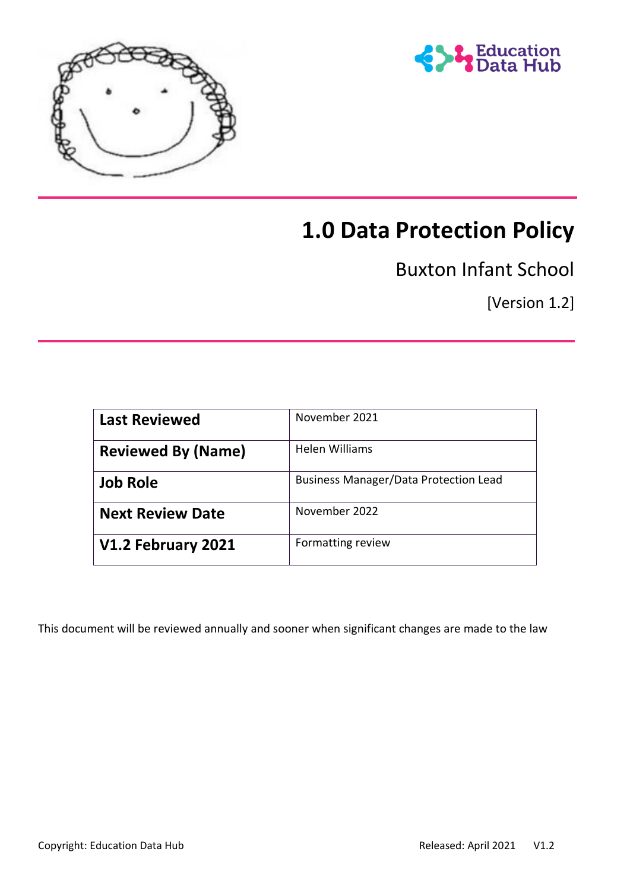# 1.0 Data Protection Policy

Buxton Infant School

[Version 1.2]

| **Last Reviewed** | November 2021 |
|---|---|
| **Reviewed By (Name)** | Helen Williams |
| **Job Role** | Business Manager/Data Protection Lead |
| **Next Review Date** | November 2022 |
| **V1.2 February 2021** | Formatting review |

This document will be reviewed annually and sooner when significant changes are made to the law

Copyright: Education Data Hub    Released: April 2021    V1.2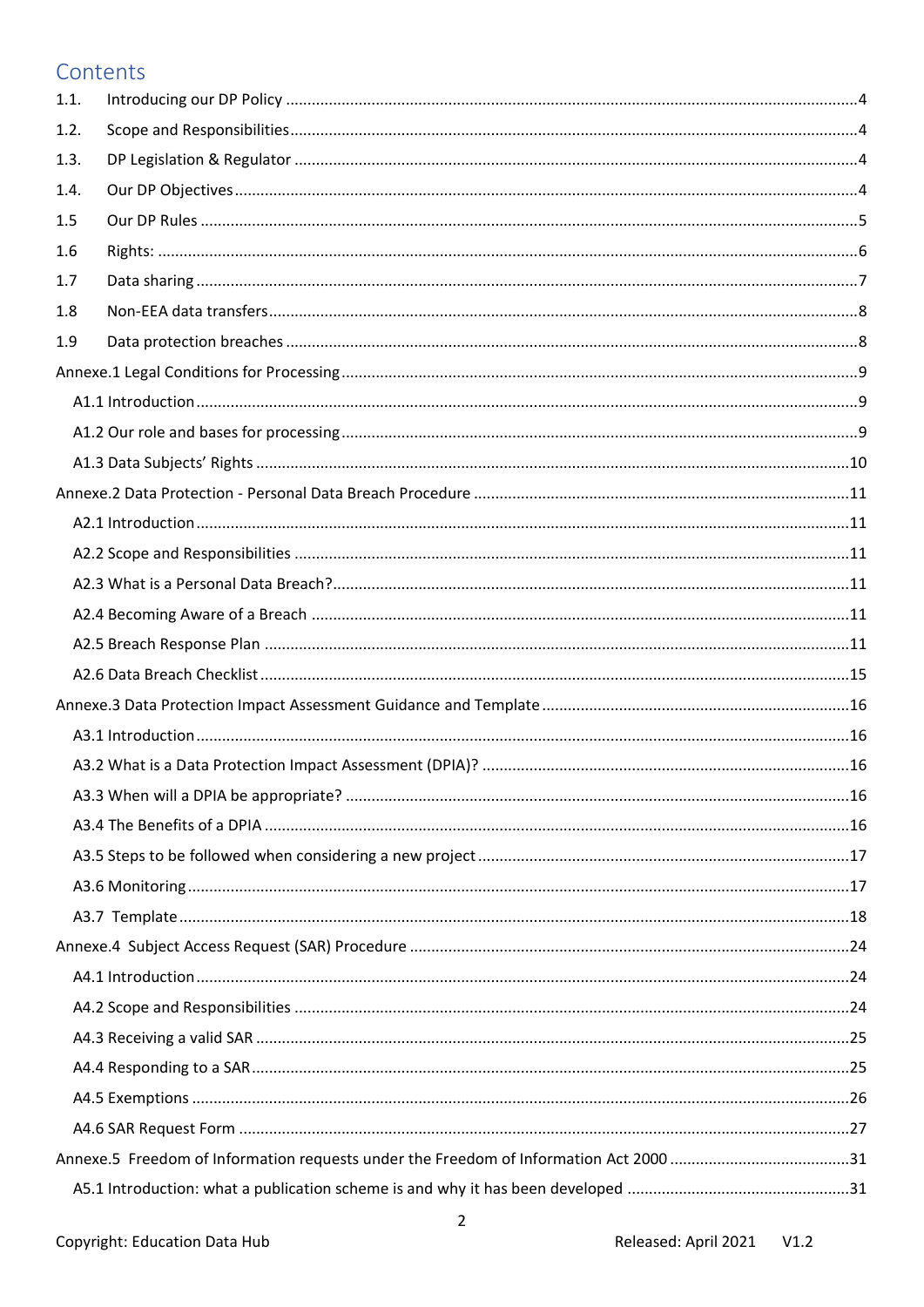# Contents

| | | |
|---|---|---|
| 1.1. | Introducing our DP Policy | 4 |
| 1.2. | Scope and Responsibilities | 4 |
| 1.3. | DP Legislation & Regulator | 4 |
| 1.4. | Our DP Objectives | 4 |
| 1.5 | Our DP Rules | 5 |
| 1.6 | Rights: | 6 |
| 1.7 | Data sharing | 7 |
| 1.8 | Non-EEA data transfers | 8 |
| 1.9 | Data protection breaches | 8 |

Annexe.1 Legal Conditions for Processing ....................................................................9

- A1.1 Introduction ....................................................................9
- A1.2 Our role and bases for processing ....................................................................9
- A1.3 Data Subjects' Rights ....................................................................10

Annexe.2 Data Protection - Personal Data Breach Procedure ....................................................................11

- A2.1 Introduction ....................................................................11
- A2.2 Scope and Responsibilities ....................................................................11
- A2.3 What is a Personal Data Breach? ....................................................................11
- A2.4 Becoming Aware of a Breach ....................................................................11
- A2.5 Breach Response Plan ....................................................................11
- A2.6 Data Breach Checklist ....................................................................15

Annexe.3 Data Protection Impact Assessment Guidance and Template ....................................................................16

- A3.1 Introduction ....................................................................16
- A3.2 What is a Data Protection Impact Assessment (DPIA)? ....................................................................16
- A3.3 When will a DPIA be appropriate? ....................................................................16
- A3.4 The Benefits of a DPIA ....................................................................16
- A3.5 Steps to be followed when considering a new project ....................................................................17
- A3.6 Monitoring ....................................................................17
- A3.7 Template ....................................................................18

Annexe.4 Subject Access Request (SAR) Procedure ....................................................................24

- A4.1 Introduction ....................................................................24
- A4.2 Scope and Responsibilities ....................................................................24
- A4.3 Receiving a valid SAR ....................................................................25
- A4.4 Responding to a SAR ....................................................................25
- A4.5 Exemptions ....................................................................26
- A4.6 SAR Request Form ....................................................................27

Annexe.5 Freedom of Information requests under the Freedom of Information Act 2000 ....................................................................31

- A5.1 Introduction: what a publication scheme is and why it has been developed ....................................................................31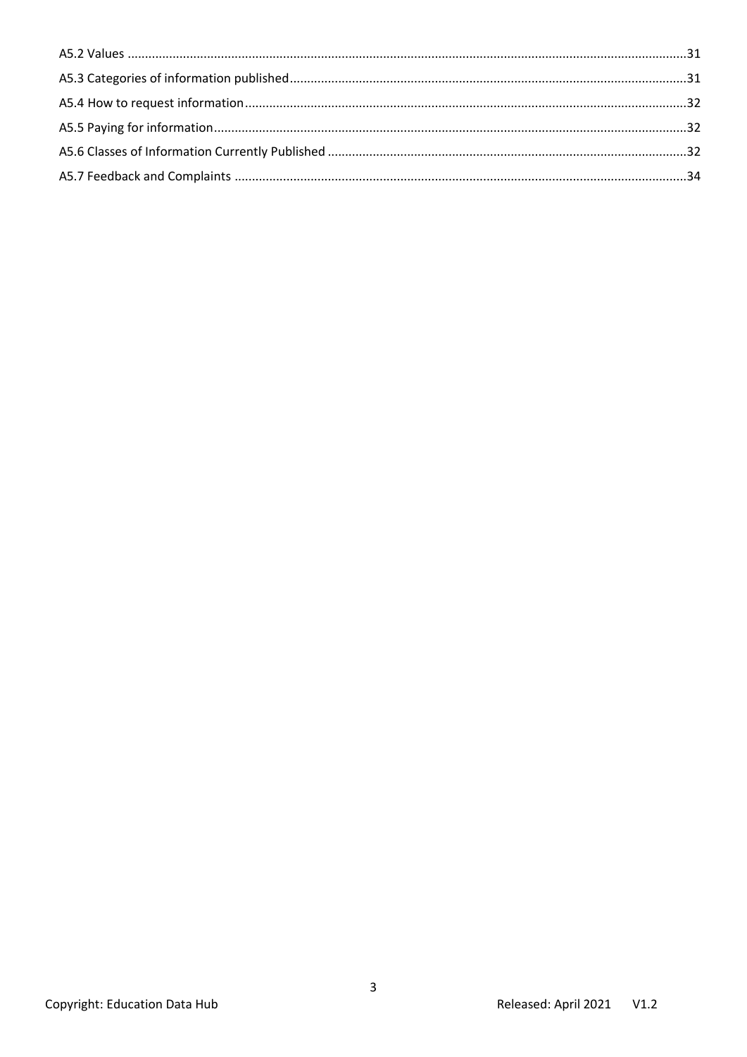A5.2 Values ....................................................................................................................................................31

A5.3 Categories of information published.................................................................................................31

A5.4 How to request information...............................................................................................................32

A5.5 Paying for information.......................................................................................................................32

A5.6 Classes of Information Currently Published .......................................................................................32

A5.7 Feedback and Complaints .................................................................................................................34

Copyright: Education Data Hub

Released: April 2021 V1.2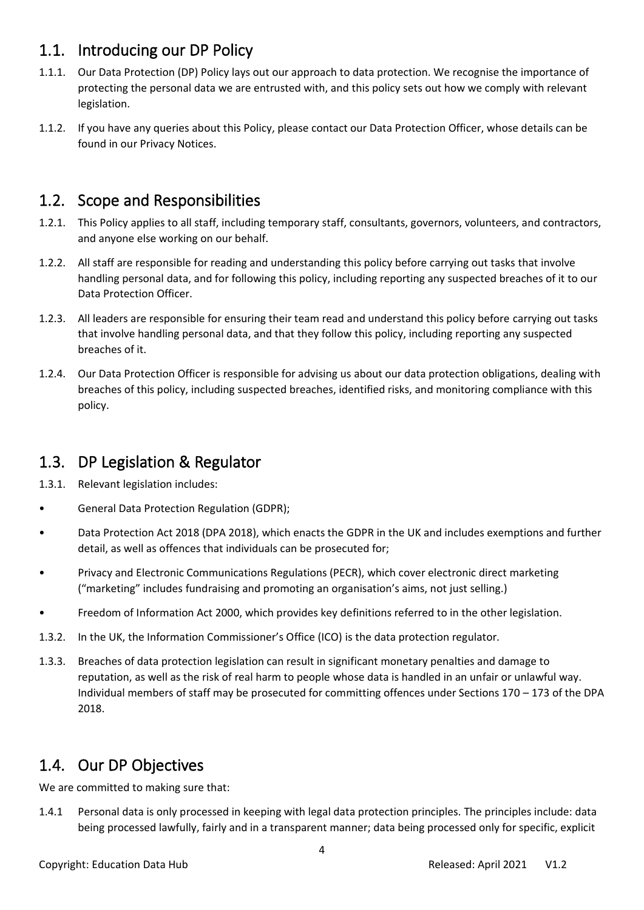## 1.1. Introducing our DP Policy

1.1.1. Our Data Protection (DP) Policy lays out our approach to data protection. We recognise the importance of protecting the personal data we are entrusted with, and this policy sets out how we comply with relevant legislation.

1.1.2. If you have any queries about this Policy, please contact our Data Protection Officer, whose details can be found in our Privacy Notices.

## 1.2. Scope and Responsibilities

1.2.1. This Policy applies to all staff, including temporary staff, consultants, governors, volunteers, and contractors, and anyone else working on our behalf.

1.2.2. All staff are responsible for reading and understanding this policy before carrying out tasks that involve handling personal data, and for following this policy, including reporting any suspected breaches of it to our Data Protection Officer.

1.2.3. All leaders are responsible for ensuring their team read and understand this policy before carrying out tasks that involve handling personal data, and that they follow this policy, including reporting any suspected breaches of it.

1.2.4. Our Data Protection Officer is responsible for advising us about our data protection obligations, dealing with breaches of this policy, including suspected breaches, identified risks, and monitoring compliance with this policy.

## 1.3. DP Legislation & Regulator

1.3.1. Relevant legislation includes:

- General Data Protection Regulation (GDPR);
- Data Protection Act 2018 (DPA 2018), which enacts the GDPR in the UK and includes exemptions and further detail, as well as offences that individuals can be prosecuted for;
- Privacy and Electronic Communications Regulations (PECR), which cover electronic direct marketing ("marketing" includes fundraising and promoting an organisation's aims, not just selling.)
- Freedom of Information Act 2000, which provides key definitions referred to in the other legislation.

1.3.2. In the UK, the Information Commissioner's Office (ICO) is the data protection regulator.

1.3.3. Breaches of data protection legislation can result in significant monetary penalties and damage to reputation, as well as the risk of real harm to people whose data is handled in an unfair or unlawful way. Individual members of staff may be prosecuted for committing offences under Sections 170 – 173 of the DPA 2018.

## 1.4. Our DP Objectives

We are committed to making sure that:

1.4.1 Personal data is only processed in keeping with legal data protection principles. The principles include: data being processed lawfully, fairly and in a transparent manner; data being processed only for specific, explicit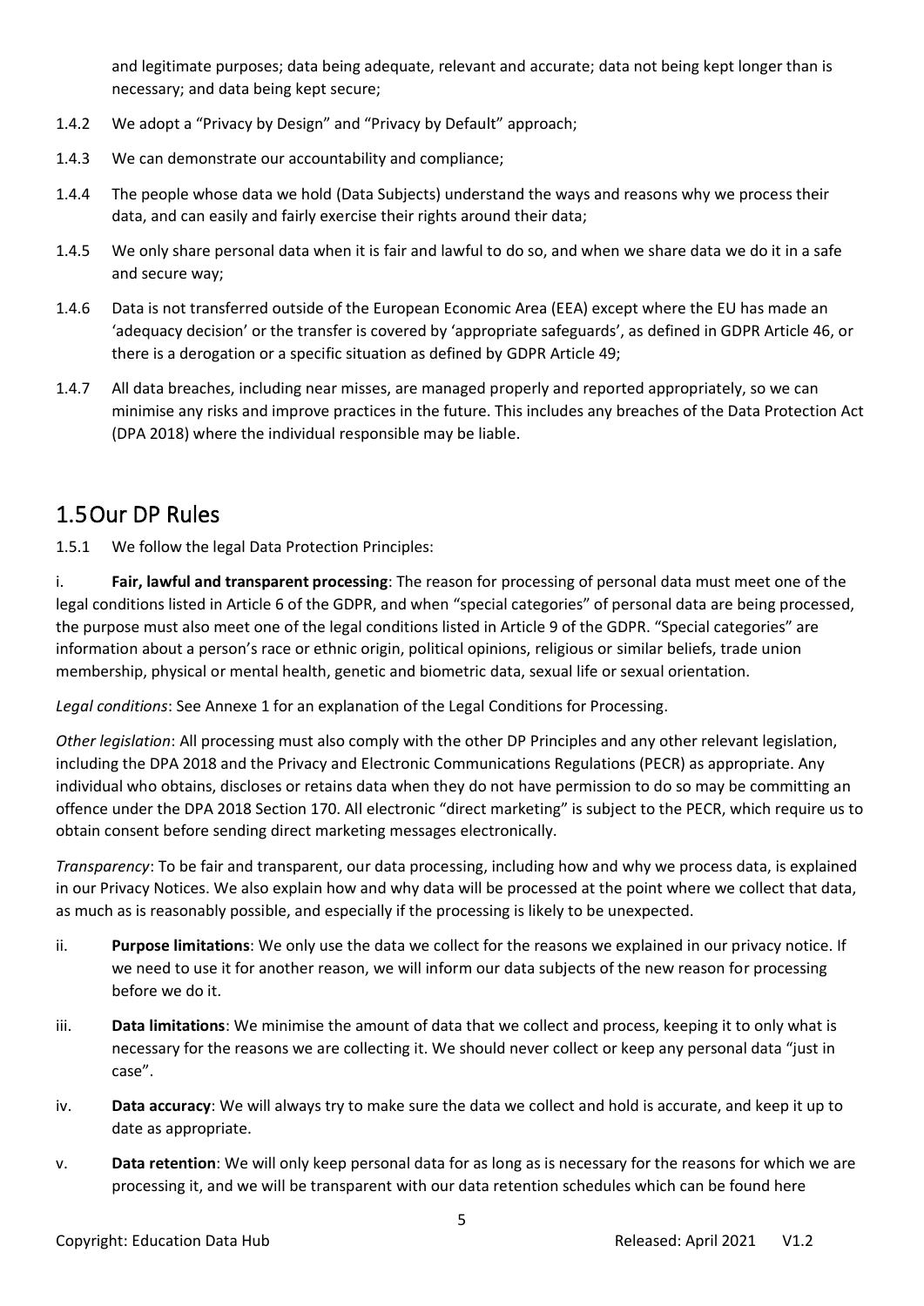and legitimate purposes; data being adequate, relevant and accurate; data not being kept longer than is necessary; and data being kept secure;

1.4.2 We adopt a "Privacy by Design" and "Privacy by Default" approach;

1.4.3 We can demonstrate our accountability and compliance;

1.4.4 The people whose data we hold (Data Subjects) understand the ways and reasons why we process their data, and can easily and fairly exercise their rights around their data;

1.4.5 We only share personal data when it is fair and lawful to do so, and when we share data we do it in a safe and secure way;

1.4.6 Data is not transferred outside of the European Economic Area (EEA) except where the EU has made an 'adequacy decision' or the transfer is covered by 'appropriate safeguards', as defined in GDPR Article 46, or there is a derogation or a specific situation as defined by GDPR Article 49;

1.4.7 All data breaches, including near misses, are managed properly and reported appropriately, so we can minimise any risks and improve practices in the future. This includes any breaches of the Data Protection Act (DPA 2018) where the individual responsible may be liable.

## 1.5 Our DP Rules

1.5.1 We follow the legal Data Protection Principles:

i. **Fair, lawful and transparent processing**: The reason for processing of personal data must meet one of the legal conditions listed in Article 6 of the GDPR, and when "special categories" of personal data are being processed, the purpose must also meet one of the legal conditions listed in Article 9 of the GDPR. "Special categories" are information about a person's race or ethnic origin, political opinions, religious or similar beliefs, trade union membership, physical or mental health, genetic and biometric data, sexual life or sexual orientation.

*Legal conditions*: See Annexe 1 for an explanation of the Legal Conditions for Processing.

*Other legislation*: All processing must also comply with the other DP Principles and any other relevant legislation, including the DPA 2018 and the Privacy and Electronic Communications Regulations (PECR) as appropriate. Any individual who obtains, discloses or retains data when they do not have permission to do so may be committing an offence under the DPA 2018 Section 170. All electronic "direct marketing" is subject to the PECR, which require us to obtain consent before sending direct marketing messages electronically.

*Transparency*: To be fair and transparent, our data processing, including how and why we process data, is explained in our Privacy Notices. We also explain how and why data will be processed at the point where we collect that data, as much as is reasonably possible, and especially if the processing is likely to be unexpected.

ii. **Purpose limitations**: We only use the data we collect for the reasons we explained in our privacy notice. If we need to use it for another reason, we will inform our data subjects of the new reason for processing before we do it.

iii. **Data limitations**: We minimise the amount of data that we collect and process, keeping it to only what is necessary for the reasons we are collecting it. We should never collect or keep any personal data "just in case".

iv. **Data accuracy**: We will always try to make sure the data we collect and hold is accurate, and keep it up to date as appropriate.

v. **Data retention**: We will only keep personal data for as long as is necessary for the reasons for which we are processing it, and we will be transparent with our data retention schedules which can be found here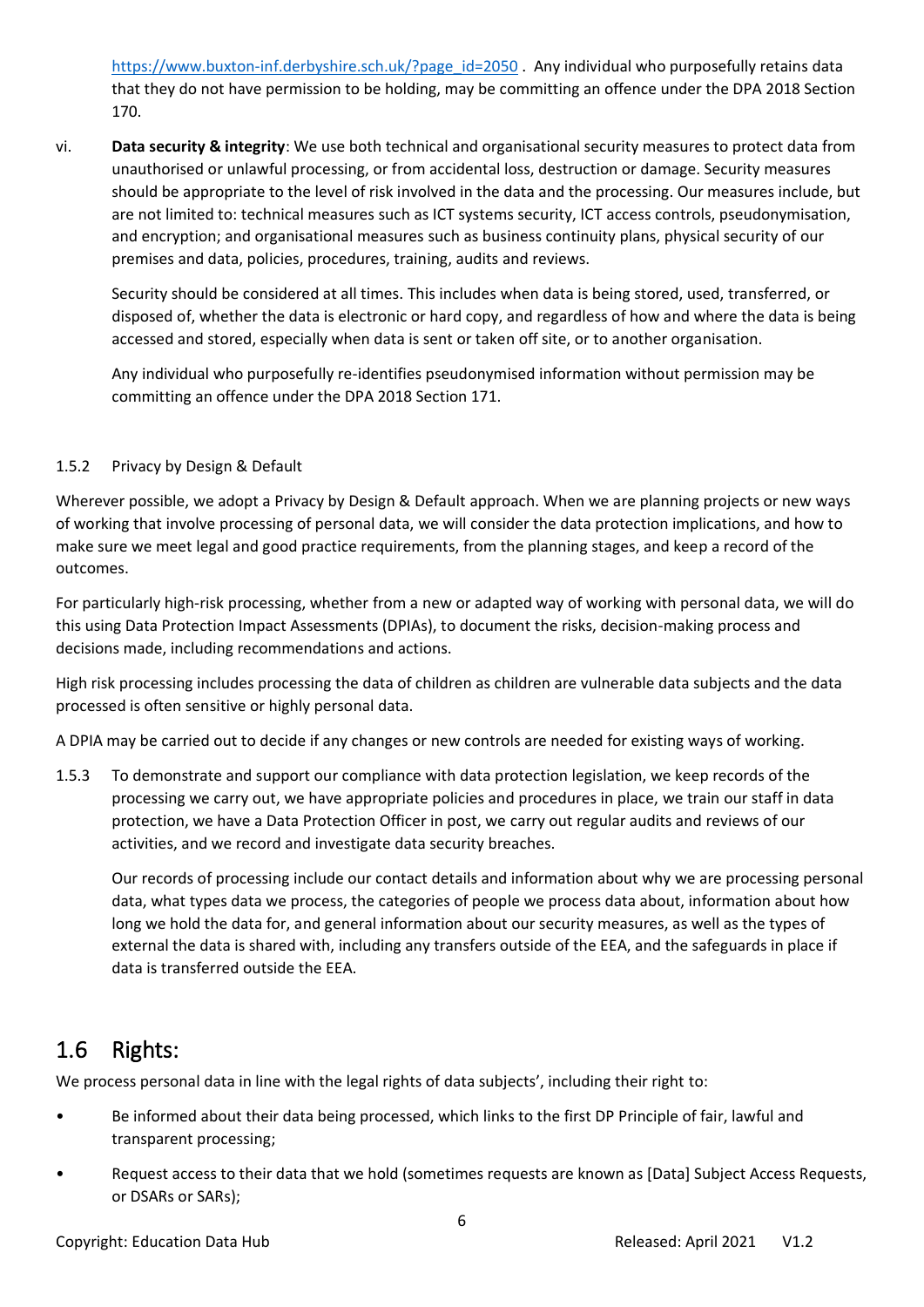https://www.buxton-inf.derbyshire.sch.uk/?page_id=2050 . Any individual who purposefully retains data that they do not have permission to be holding, may be committing an offence under the DPA 2018 Section 170.

vi. **Data security & integrity**: We use both technical and organisational security measures to protect data from unauthorised or unlawful processing, or from accidental loss, destruction or damage. Security measures should be appropriate to the level of risk involved in the data and the processing. Our measures include, but are not limited to: technical measures such as ICT systems security, ICT access controls, pseudonymisation, and encryption; and organisational measures such as business continuity plans, physical security of our premises and data, policies, procedures, training, audits and reviews.

   Security should be considered at all times. This includes when data is being stored, used, transferred, or disposed of, whether the data is electronic or hard copy, and regardless of how and where the data is being accessed and stored, especially when data is sent or taken off site, or to another organisation.

   Any individual who purposefully re-identifies pseudonymised information without permission may be committing an offence under the DPA 2018 Section 171.

### 1.5.2 Privacy by Design & Default

Wherever possible, we adopt a Privacy by Design & Default approach. When we are planning projects or new ways of working that involve processing of personal data, we will consider the data protection implications, and how to make sure we meet legal and good practice requirements, from the planning stages, and keep a record of the outcomes.

For particularly high-risk processing, whether from a new or adapted way of working with personal data, we will do this using Data Protection Impact Assessments (DPIAs), to document the risks, decision-making process and decisions made, including recommendations and actions.

High risk processing includes processing the data of children as children are vulnerable data subjects and the data processed is often sensitive or highly personal data.

A DPIA may be carried out to decide if any changes or new controls are needed for existing ways of working.

1.5.3 To demonstrate and support our compliance with data protection legislation, we keep records of the processing we carry out, we have appropriate policies and procedures in place, we train our staff in data protection, we have a Data Protection Officer in post, we carry out regular audits and reviews of our activities, and we record and investigate data security breaches.

   Our records of processing include our contact details and information about why we are processing personal data, what types data we process, the categories of people we process data about, information about how long we hold the data for, and general information about our security measures, as well as the types of external the data is shared with, including any transfers outside of the EEA, and the safeguards in place if data is transferred outside the EEA.

## 1.6 Rights:

We process personal data in line with the legal rights of data subjects', including their right to:

- Be informed about their data being processed, which links to the first DP Principle of fair, lawful and transparent processing;
- Request access to their data that we hold (sometimes requests are known as [Data] Subject Access Requests, or DSARs or SARs);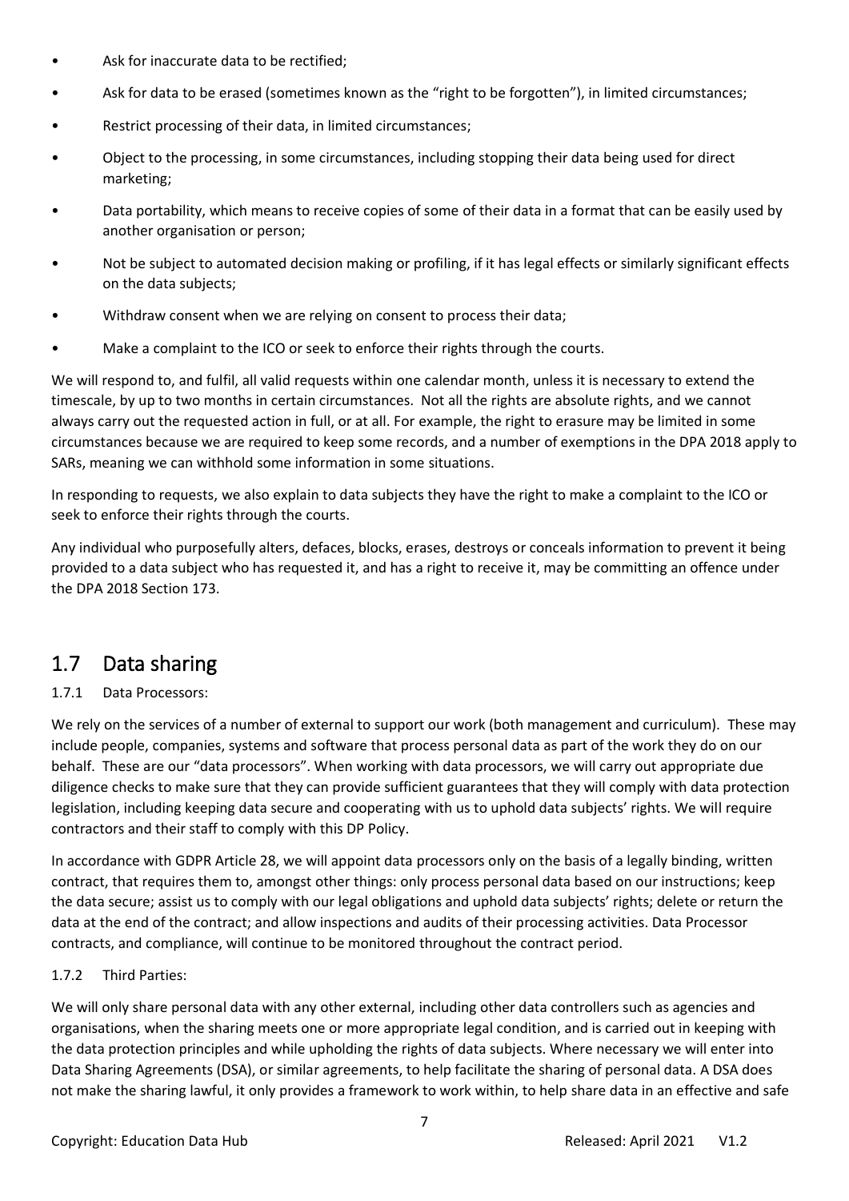- Ask for inaccurate data to be rectified;
- Ask for data to be erased (sometimes known as the "right to be forgotten"), in limited circumstances;
- Restrict processing of their data, in limited circumstances;
- Object to the processing, in some circumstances, including stopping their data being used for direct marketing;
- Data portability, which means to receive copies of some of their data in a format that can be easily used by another organisation or person;
- Not be subject to automated decision making or profiling, if it has legal effects or similarly significant effects on the data subjects;
- Withdraw consent when we are relying on consent to process their data;
- Make a complaint to the ICO or seek to enforce their rights through the courts.

We will respond to, and fulfil, all valid requests within one calendar month, unless it is necessary to extend the timescale, by up to two months in certain circumstances. Not all the rights are absolute rights, and we cannot always carry out the requested action in full, or at all. For example, the right to erasure may be limited in some circumstances because we are required to keep some records, and a number of exemptions in the DPA 2018 apply to SARs, meaning we can withhold some information in some situations.

In responding to requests, we also explain to data subjects they have the right to make a complaint to the ICO or seek to enforce their rights through the courts.

Any individual who purposefully alters, defaces, blocks, erases, destroys or conceals information to prevent it being provided to a data subject who has requested it, and has a right to receive it, may be committing an offence under the DPA 2018 Section 173.

## 1.7 Data sharing

### 1.7.1 Data Processors:

We rely on the services of a number of external to support our work (both management and curriculum). These may include people, companies, systems and software that process personal data as part of the work they do on our behalf. These are our "data processors". When working with data processors, we will carry out appropriate due diligence checks to make sure that they can provide sufficient guarantees that they will comply with data protection legislation, including keeping data secure and cooperating with us to uphold data subjects' rights. We will require contractors and their staff to comply with this DP Policy.

In accordance with GDPR Article 28, we will appoint data processors only on the basis of a legally binding, written contract, that requires them to, amongst other things: only process personal data based on our instructions; keep the data secure; assist us to comply with our legal obligations and uphold data subjects' rights; delete or return the data at the end of the contract; and allow inspections and audits of their processing activities. Data Processor contracts, and compliance, will continue to be monitored throughout the contract period.

### 1.7.2 Third Parties:

We will only share personal data with any other external, including other data controllers such as agencies and organisations, when the sharing meets one or more appropriate legal condition, and is carried out in keeping with the data protection principles and while upholding the rights of data subjects. Where necessary we will enter into Data Sharing Agreements (DSA), or similar agreements, to help facilitate the sharing of personal data. A DSA does not make the sharing lawful, it only provides a framework to work within, to help share data in an effective and safe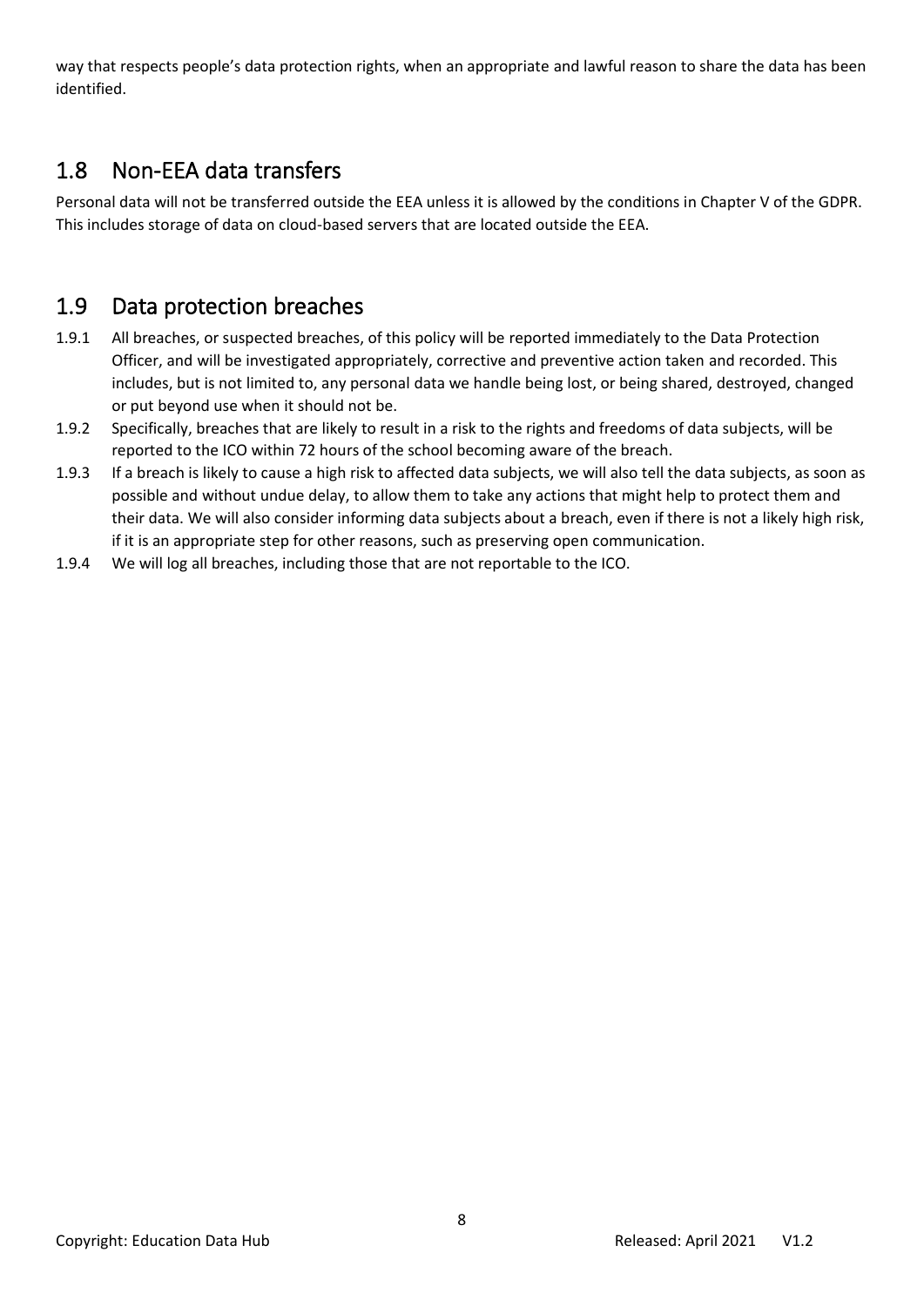way that respects people's data protection rights, when an appropriate and lawful reason to share the data has been identified.

## 1.8 Non-EEA data transfers

Personal data will not be transferred outside the EEA unless it is allowed by the conditions in Chapter V of the GDPR. This includes storage of data on cloud-based servers that are located outside the EEA.

## 1.9 Data protection breaches

1.9.1 All breaches, or suspected breaches, of this policy will be reported immediately to the Data Protection Officer, and will be investigated appropriately, corrective and preventive action taken and recorded. This includes, but is not limited to, any personal data we handle being lost, or being shared, destroyed, changed or put beyond use when it should not be.

1.9.2 Specifically, breaches that are likely to result in a risk to the rights and freedoms of data subjects, will be reported to the ICO within 72 hours of the school becoming aware of the breach.

1.9.3 If a breach is likely to cause a high risk to affected data subjects, we will also tell the data subjects, as soon as possible and without undue delay, to allow them to take any actions that might help to protect them and their data. We will also consider informing data subjects about a breach, even if there is not a likely high risk, if it is an appropriate step for other reasons, such as preserving open communication.

1.9.4 We will log all breaches, including those that are not reportable to the ICO.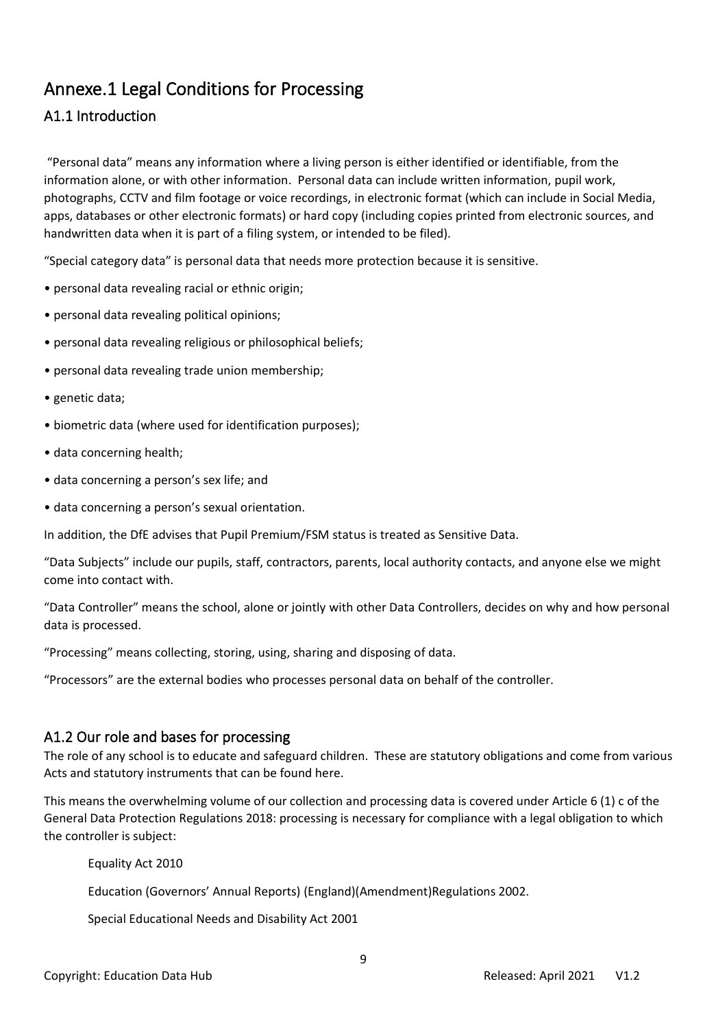# Annexe.1 Legal Conditions for Processing

## A1.1 Introduction

"Personal data" means any information where a living person is either identified or identifiable, from the information alone, or with other information. Personal data can include written information, pupil work, photographs, CCTV and film footage or voice recordings, in electronic format (which can include in Social Media, apps, databases or other electronic formats) or hard copy (including copies printed from electronic sources, and handwritten data when it is part of a filing system, or intended to be filed).

"Special category data" is personal data that needs more protection because it is sensitive.

- personal data revealing racial or ethnic origin;
- personal data revealing political opinions;
- personal data revealing religious or philosophical beliefs;
- personal data revealing trade union membership;
- genetic data;
- biometric data (where used for identification purposes);
- data concerning health;
- data concerning a person's sex life; and
- data concerning a person's sexual orientation.

In addition, the DfE advises that Pupil Premium/FSM status is treated as Sensitive Data.

"Data Subjects" include our pupils, staff, contractors, parents, local authority contacts, and anyone else we might come into contact with.

"Data Controller" means the school, alone or jointly with other Data Controllers, decides on why and how personal data is processed.

"Processing" means collecting, storing, using, sharing and disposing of data.

"Processors" are the external bodies who processes personal data on behalf of the controller.

## A1.2 Our role and bases for processing

The role of any school is to educate and safeguard children. These are statutory obligations and come from various Acts and statutory instruments that can be found here.

This means the overwhelming volume of our collection and processing data is covered under Article 6 (1) c of the General Data Protection Regulations 2018: processing is necessary for compliance with a legal obligation to which the controller is subject:

Equality Act 2010

Education (Governors' Annual Reports) (England)(Amendment)Regulations 2002.

Special Educational Needs and Disability Act 2001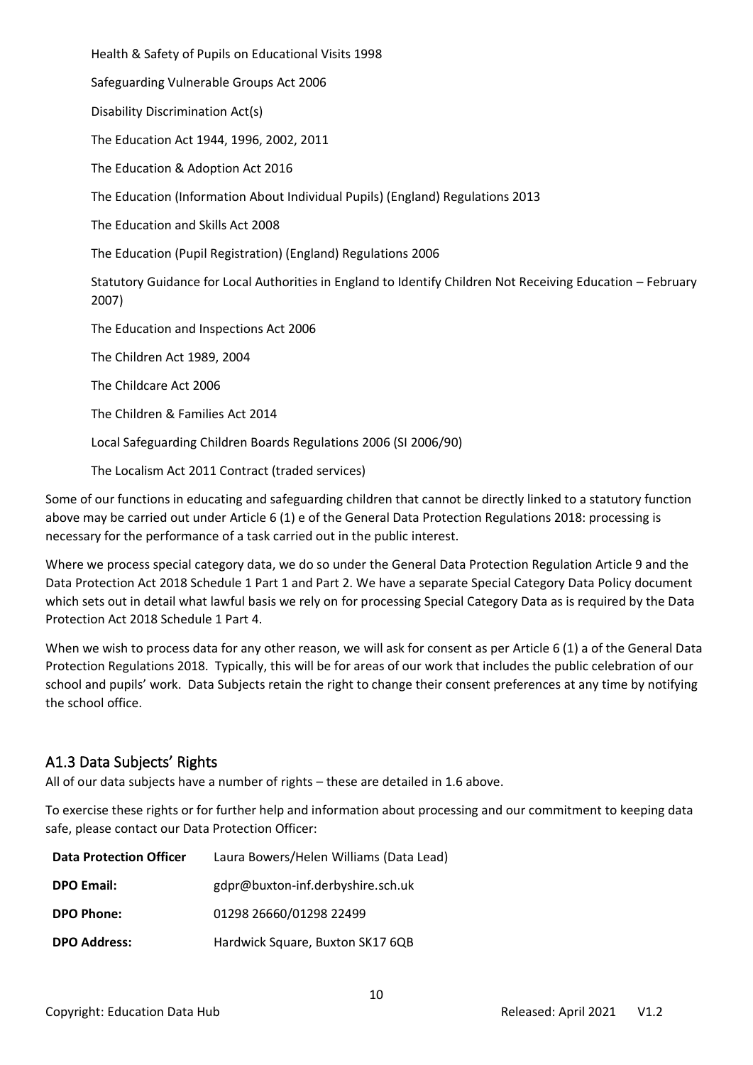Health & Safety of Pupils on Educational Visits 1998

Safeguarding Vulnerable Groups Act 2006

Disability Discrimination Act(s)

The Education Act 1944, 1996, 2002, 2011

The Education & Adoption Act 2016

The Education (Information About Individual Pupils) (England) Regulations 2013

The Education and Skills Act 2008

The Education (Pupil Registration) (England) Regulations 2006

Statutory Guidance for Local Authorities in England to Identify Children Not Receiving Education – February 2007)

The Education and Inspections Act 2006

The Children Act 1989, 2004

The Childcare Act 2006

The Children & Families Act 2014

Local Safeguarding Children Boards Regulations 2006 (SI 2006/90)

The Localism Act 2011 Contract (traded services)

Some of our functions in educating and safeguarding children that cannot be directly linked to a statutory function above may be carried out under Article 6 (1) e of the General Data Protection Regulations 2018: processing is necessary for the performance of a task carried out in the public interest.

Where we process special category data, we do so under the General Data Protection Regulation Article 9 and the Data Protection Act 2018 Schedule 1 Part 1 and Part 2. We have a separate Special Category Data Policy document which sets out in detail what lawful basis we rely on for processing Special Category Data as is required by the Data Protection Act 2018 Schedule 1 Part 4.

When we wish to process data for any other reason, we will ask for consent as per Article 6 (1) a of the General Data Protection Regulations 2018. Typically, this will be for areas of our work that includes the public celebration of our school and pupils' work. Data Subjects retain the right to change their consent preferences at any time by notifying the school office.

## A1.3 Data Subjects' Rights

All of our data subjects have a number of rights – these are detailed in 1.6 above.

To exercise these rights or for further help and information about processing and our commitment to keeping data safe, please contact our Data Protection Officer:

| | |
|---|---|
| **Data Protection Officer** | Laura Bowers/Helen Williams (Data Lead) |
| **DPO Email:** | gdpr@buxton-inf.derbyshire.sch.uk |
| **DPO Phone:** | 01298 26660/01298 22499 |
| **DPO Address:** | Hardwick Square, Buxton SK17 6QB |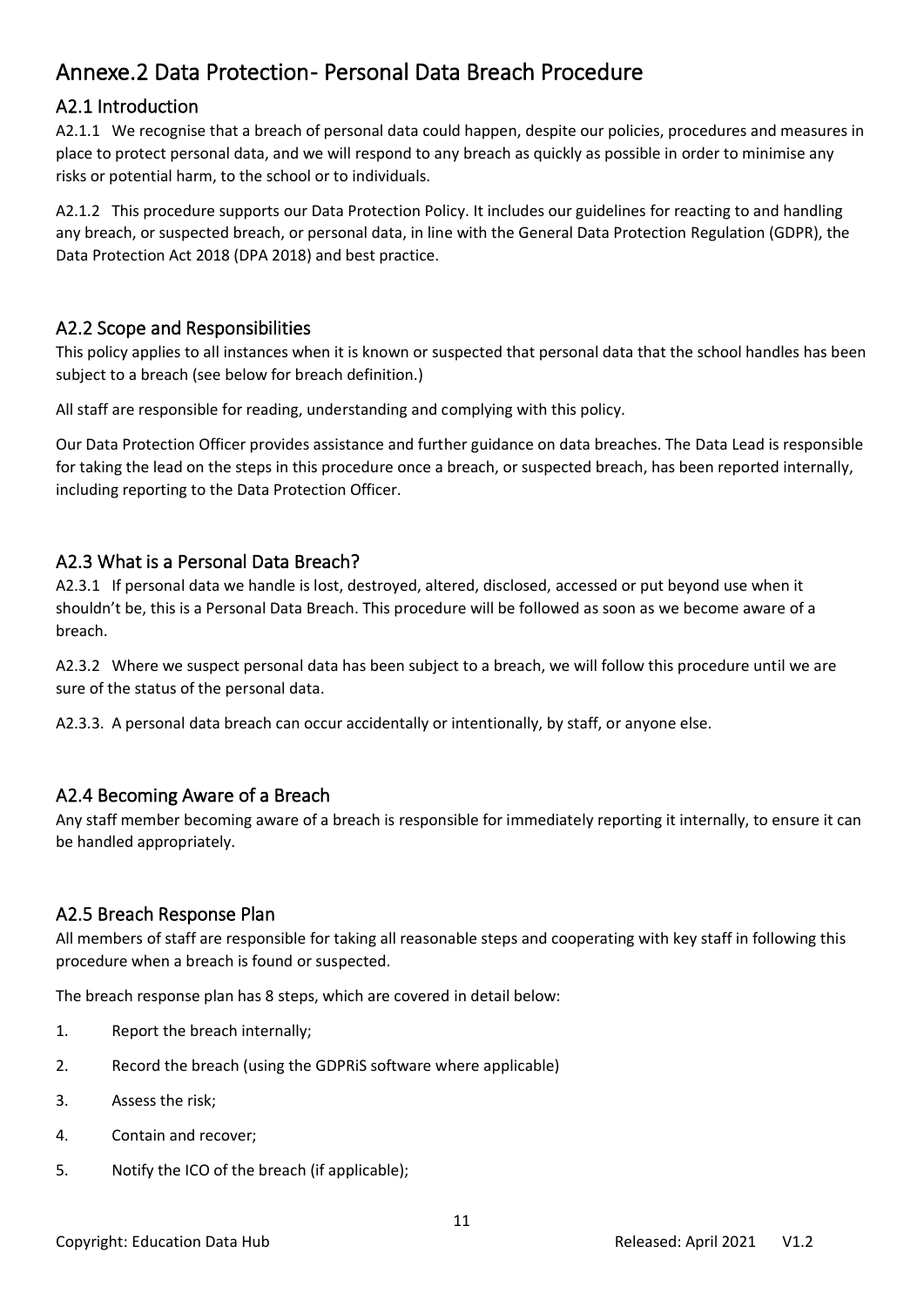# Annexe.2 Data Protection- Personal Data Breach Procedure

## A2.1 Introduction

A2.1.1 We recognise that a breach of personal data could happen, despite our policies, procedures and measures in place to protect personal data, and we will respond to any breach as quickly as possible in order to minimise any risks or potential harm, to the school or to individuals.

A2.1.2 This procedure supports our Data Protection Policy. It includes our guidelines for reacting to and handling any breach, or suspected breach, or personal data, in line with the General Data Protection Regulation (GDPR), the Data Protection Act 2018 (DPA 2018) and best practice.

## A2.2 Scope and Responsibilities

This policy applies to all instances when it is known or suspected that personal data that the school handles has been subject to a breach (see below for breach definition.)

All staff are responsible for reading, understanding and complying with this policy.

Our Data Protection Officer provides assistance and further guidance on data breaches. The Data Lead is responsible for taking the lead on the steps in this procedure once a breach, or suspected breach, has been reported internally, including reporting to the Data Protection Officer.

## A2.3 What is a Personal Data Breach?

A2.3.1 If personal data we handle is lost, destroyed, altered, disclosed, accessed or put beyond use when it shouldn't be, this is a Personal Data Breach. This procedure will be followed as soon as we become aware of a breach.

A2.3.2 Where we suspect personal data has been subject to a breach, we will follow this procedure until we are sure of the status of the personal data.

A2.3.3. A personal data breach can occur accidentally or intentionally, by staff, or anyone else.

## A2.4 Becoming Aware of a Breach

Any staff member becoming aware of a breach is responsible for immediately reporting it internally, to ensure it can be handled appropriately.

## A2.5 Breach Response Plan

All members of staff are responsible for taking all reasonable steps and cooperating with key staff in following this procedure when a breach is found or suspected.

The breach response plan has 8 steps, which are covered in detail below:

1. Report the breach internally;
2. Record the breach (using the GDPRiS software where applicable)
3. Assess the risk;
4. Contain and recover;
5. Notify the ICO of the breach (if applicable);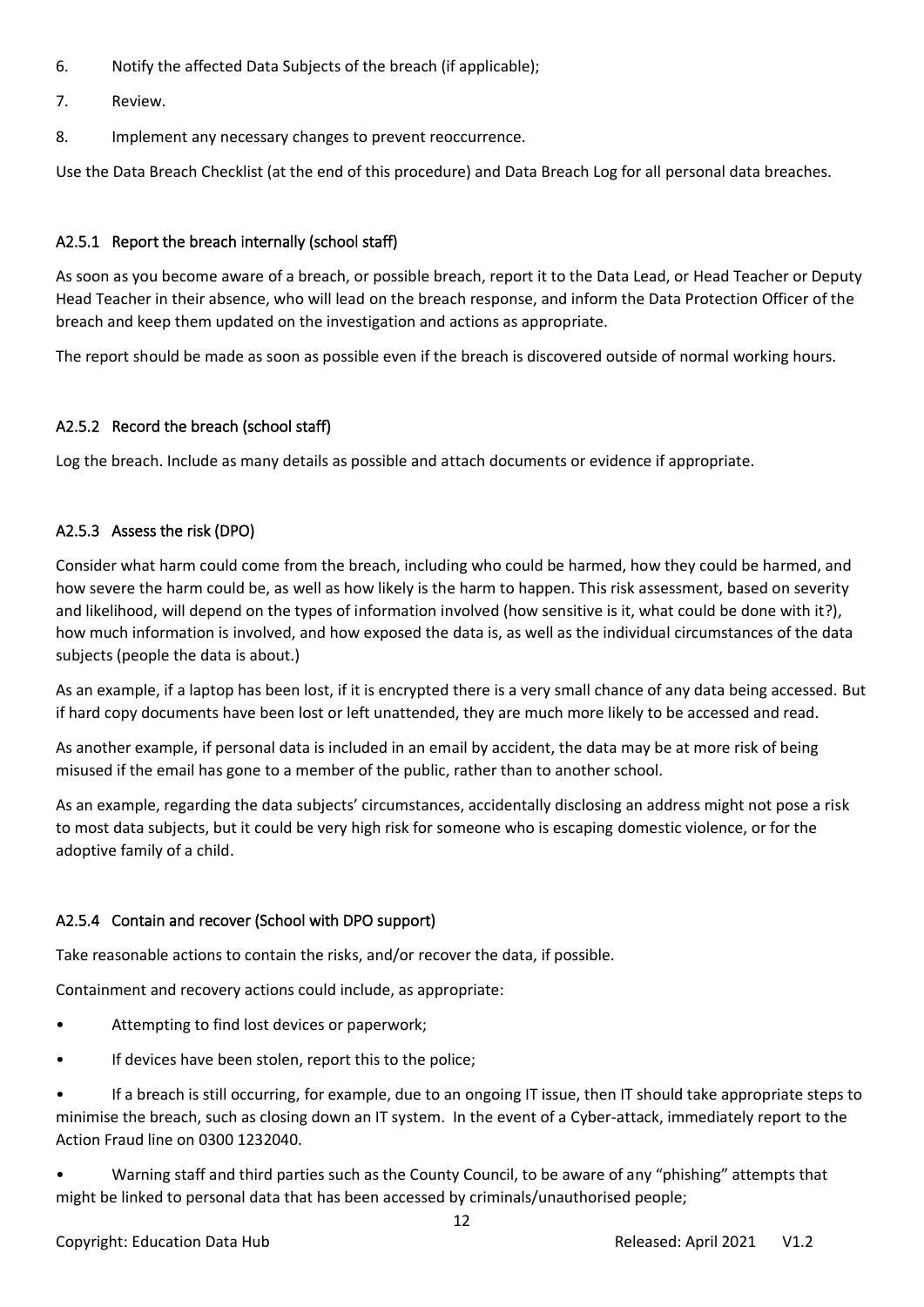6. Notify the affected Data Subjects of the breach (if applicable);

7. Review.

8. Implement any necessary changes to prevent reoccurrence.

Use the Data Breach Checklist (at the end of this procedure) and Data Breach Log for all personal data breaches.

### A2.5.1 Report the breach internally (school staff)

As soon as you become aware of a breach, or possible breach, report it to the Data Lead, or Head Teacher or Deputy Head Teacher in their absence, who will lead on the breach response, and inform the Data Protection Officer of the breach and keep them updated on the investigation and actions as appropriate.

The report should be made as soon as possible even if the breach is discovered outside of normal working hours.

### A2.5.2 Record the breach (school staff)

Log the breach. Include as many details as possible and attach documents or evidence if appropriate.

### A2.5.3 Assess the risk (DPO)

Consider what harm could come from the breach, including who could be harmed, how they could be harmed, and how severe the harm could be, as well as how likely is the harm to happen. This risk assessment, based on severity and likelihood, will depend on the types of information involved (how sensitive is it, what could be done with it?), how much information is involved, and how exposed the data is, as well as the individual circumstances of the data subjects (people the data is about.)

As an example, if a laptop has been lost, if it is encrypted there is a very small chance of any data being accessed. But if hard copy documents have been lost or left unattended, they are much more likely to be accessed and read.

As another example, if personal data is included in an email by accident, the data may be at more risk of being misused if the email has gone to a member of the public, rather than to another school.

As an example, regarding the data subjects' circumstances, accidentally disclosing an address might not pose a risk to most data subjects, but it could be very high risk for someone who is escaping domestic violence, or for the adoptive family of a child.

### A2.5.4 Contain and recover (School with DPO support)

Take reasonable actions to contain the risks, and/or recover the data, if possible.

Containment and recovery actions could include, as appropriate:

- Attempting to find lost devices or paperwork;
- If devices have been stolen, report this to the police;
- If a breach is still occurring, for example, due to an ongoing IT issue, then IT should take appropriate steps to minimise the breach, such as closing down an IT system. In the event of a Cyber-attack, immediately report to the Action Fraud line on 0300 1232040.
- Warning staff and third parties such as the County Council, to be aware of any "phishing" attempts that might be linked to personal data that has been accessed by criminals/unauthorised people;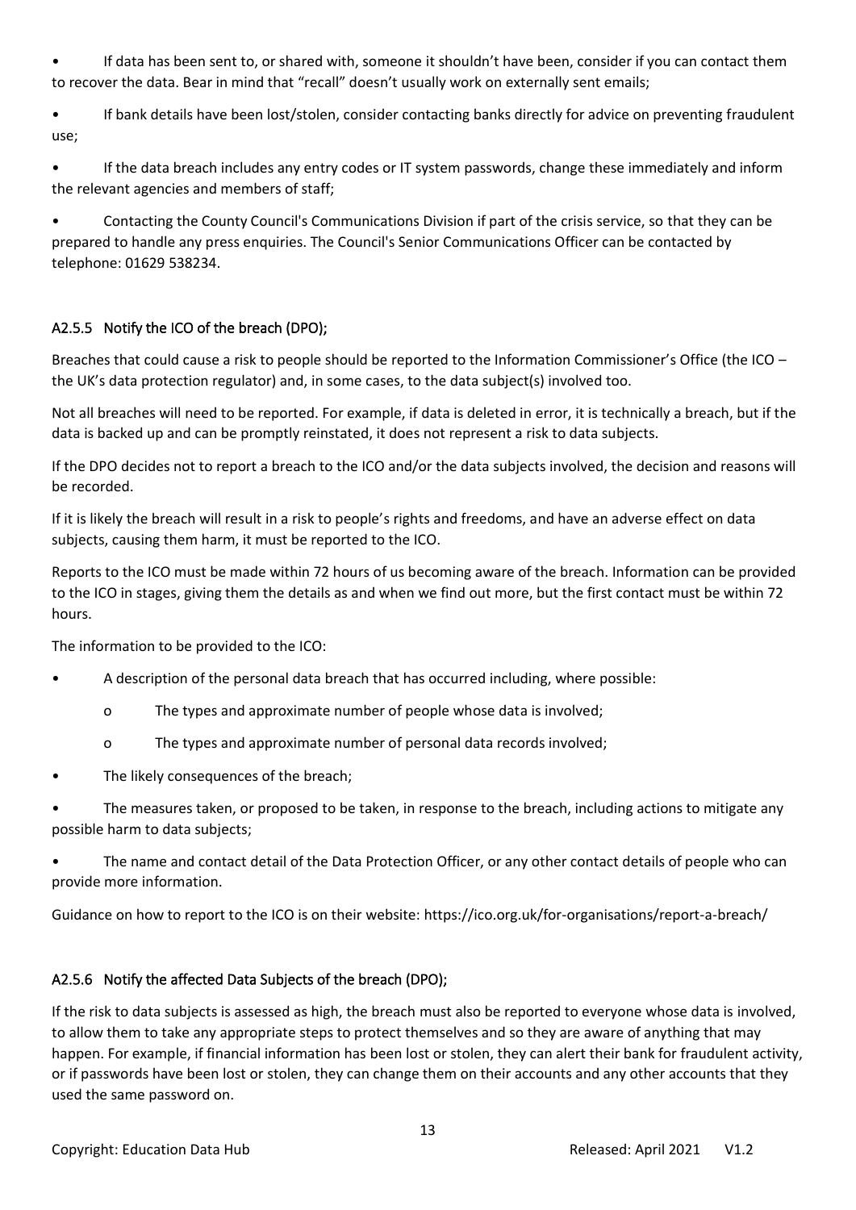- If data has been sent to, or shared with, someone it shouldn't have been, consider if you can contact them to recover the data. Bear in mind that "recall" doesn't usually work on externally sent emails;
- If bank details have been lost/stolen, consider contacting banks directly for advice on preventing fraudulent use;
- If the data breach includes any entry codes or IT system passwords, change these immediately and inform the relevant agencies and members of staff;
- Contacting the County Council's Communications Division if part of the crisis service, so that they can be prepared to handle any press enquiries. The Council's Senior Communications Officer can be contacted by telephone: 01629 538234.

### A2.5.5 Notify the ICO of the breach (DPO);

Breaches that could cause a risk to people should be reported to the Information Commissioner's Office (the ICO – the UK's data protection regulator) and, in some cases, to the data subject(s) involved too.

Not all breaches will need to be reported. For example, if data is deleted in error, it is technically a breach, but if the data is backed up and can be promptly reinstated, it does not represent a risk to data subjects.

If the DPO decides not to report a breach to the ICO and/or the data subjects involved, the decision and reasons will be recorded.

If it is likely the breach will result in a risk to people's rights and freedoms, and have an adverse effect on data subjects, causing them harm, it must be reported to the ICO.

Reports to the ICO must be made within 72 hours of us becoming aware of the breach. Information can be provided to the ICO in stages, giving them the details as and when we find out more, but the first contact must be within 72 hours.

The information to be provided to the ICO:

- A description of the personal data breach that has occurred including, where possible:
  - The types and approximate number of people whose data is involved;
  - The types and approximate number of personal data records involved;
- The likely consequences of the breach;
- The measures taken, or proposed to be taken, in response to the breach, including actions to mitigate any possible harm to data subjects;
- The name and contact detail of the Data Protection Officer, or any other contact details of people who can provide more information.

Guidance on how to report to the ICO is on their website: https://ico.org.uk/for-organisations/report-a-breach/

### A2.5.6 Notify the affected Data Subjects of the breach (DPO);

If the risk to data subjects is assessed as high, the breach must also be reported to everyone whose data is involved, to allow them to take any appropriate steps to protect themselves and so they are aware of anything that may happen. For example, if financial information has been lost or stolen, they can alert their bank for fraudulent activity, or if passwords have been lost or stolen, they can change them on their accounts and any other accounts that they used the same password on.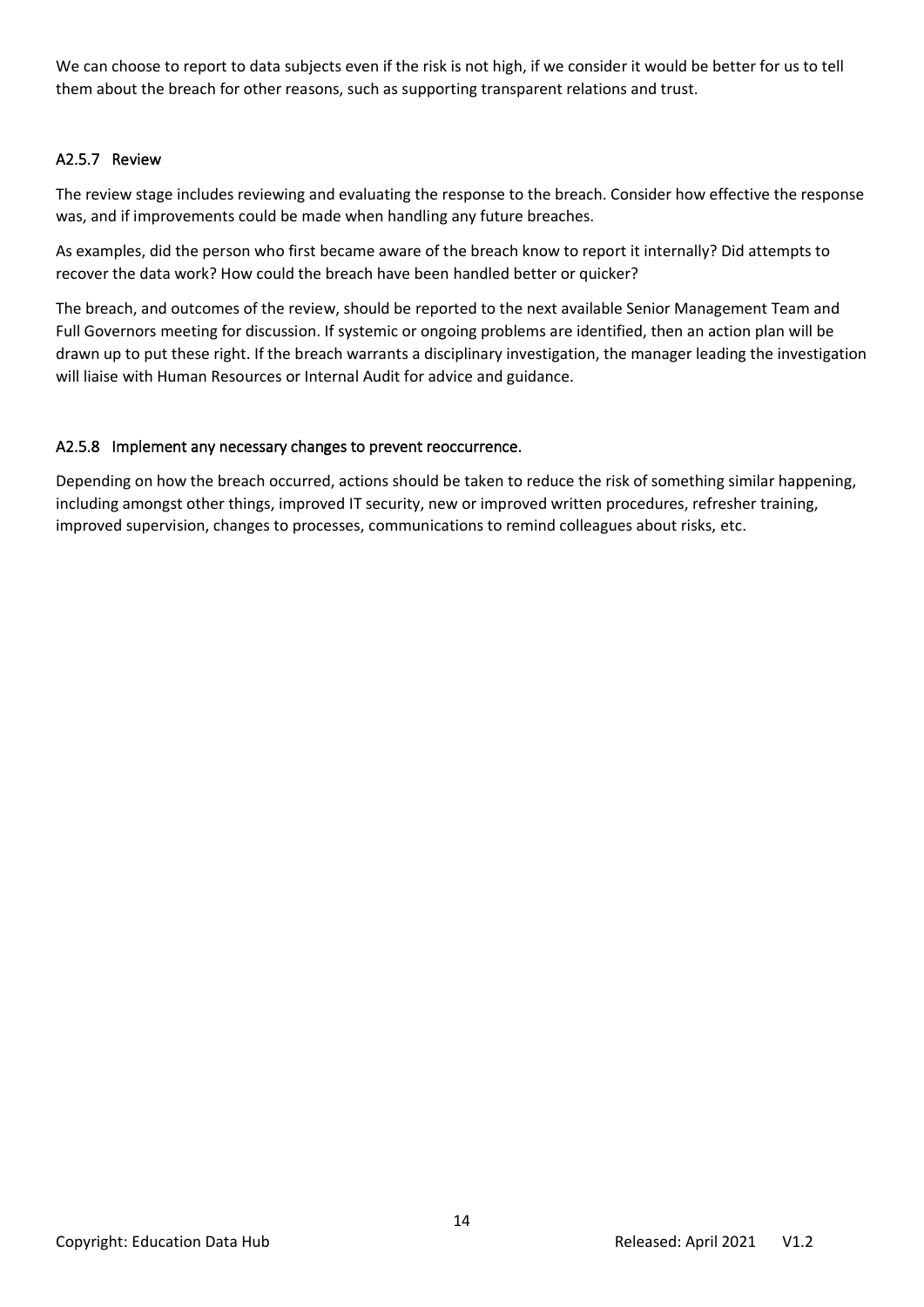We can choose to report to data subjects even if the risk is not high, if we consider it would be better for us to tell them about the breach for other reasons, such as supporting transparent relations and trust.

### A2.5.7 Review

The review stage includes reviewing and evaluating the response to the breach. Consider how effective the response was, and if improvements could be made when handling any future breaches.

As examples, did the person who first became aware of the breach know to report it internally? Did attempts to recover the data work? How could the breach have been handled better or quicker?

The breach, and outcomes of the review, should be reported to the next available Senior Management Team and Full Governors meeting for discussion. If systemic or ongoing problems are identified, then an action plan will be drawn up to put these right. If the breach warrants a disciplinary investigation, the manager leading the investigation will liaise with Human Resources or Internal Audit for advice and guidance.

### A2.5.8 Implement any necessary changes to prevent reoccurrence.

Depending on how the breach occurred, actions should be taken to reduce the risk of something similar happening, including amongst other things, improved IT security, new or improved written procedures, refresher training, improved supervision, changes to processes, communications to remind colleagues about risks, etc.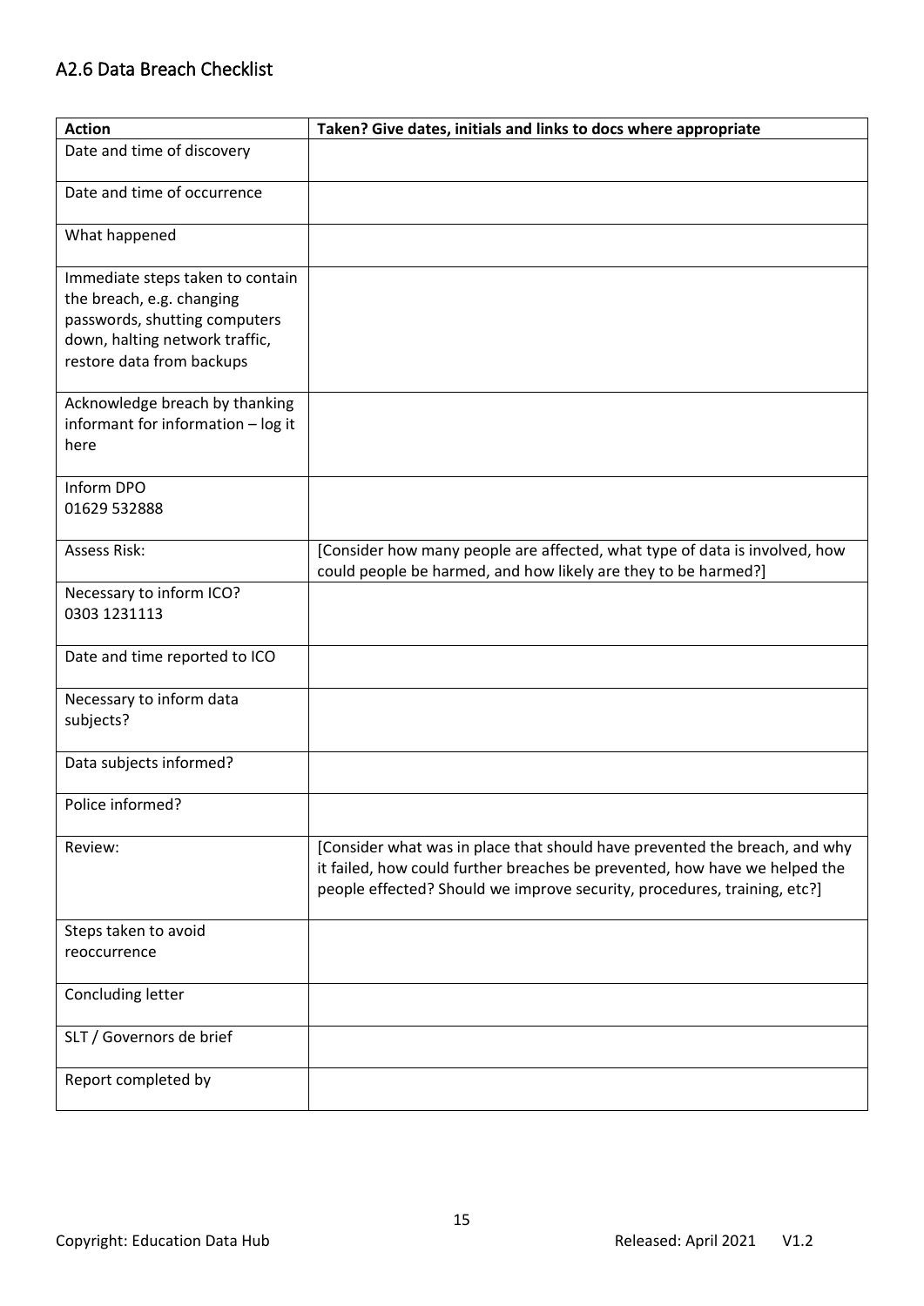## A2.6 Data Breach Checklist

| Action | Taken? Give dates, initials and links to docs where appropriate |
|---|---|
| Date and time of discovery | |
| Date and time of occurrence | |
| What happened | |
| Immediate steps taken to contain the breach, e.g. changing passwords, shutting computers down, halting network traffic, restore data from backups | |
| Acknowledge breach by thanking informant for information – log it here | |
| Inform DPO 01629 532888 | |
| Assess Risk: | [Consider how many people are affected, what type of data is involved, how could people be harmed, and how likely are they to be harmed?] |
| Necessary to inform ICO? 0303 1231113 | |
| Date and time reported to ICO | |
| Necessary to inform data subjects? | |
| Data subjects informed? | |
| Police informed? | |
| Review: | [Consider what was in place that should have prevented the breach, and why it failed, how could further breaches be prevented, how have we helped the people effected? Should we improve security, procedures, training, etc?] |
| Steps taken to avoid reoccurrence | |
| Concluding letter | |
| SLT / Governors de brief | |
| Report completed by | |

Copyright: Education Data Hub — Released: April 2021 V1.2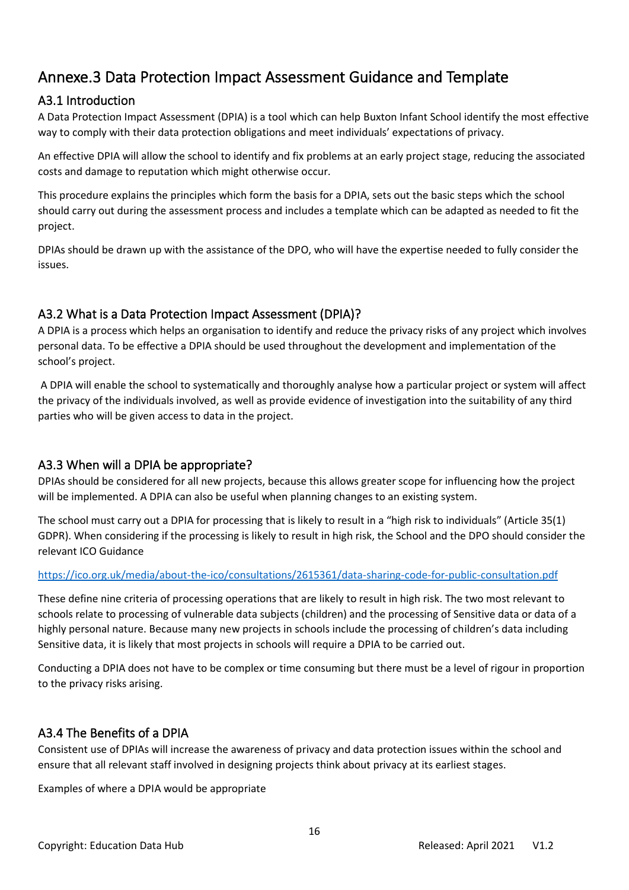# Annexe.3 Data Protection Impact Assessment Guidance and Template

## A3.1 Introduction

A Data Protection Impact Assessment (DPIA) is a tool which can help Buxton Infant School identify the most effective way to comply with their data protection obligations and meet individuals' expectations of privacy.

An effective DPIA will allow the school to identify and fix problems at an early project stage, reducing the associated costs and damage to reputation which might otherwise occur.

This procedure explains the principles which form the basis for a DPIA, sets out the basic steps which the school should carry out during the assessment process and includes a template which can be adapted as needed to fit the project.

DPIAs should be drawn up with the assistance of the DPO, who will have the expertise needed to fully consider the issues.

## A3.2 What is a Data Protection Impact Assessment (DPIA)?

A DPIA is a process which helps an organisation to identify and reduce the privacy risks of any project which involves personal data. To be effective a DPIA should be used throughout the development and implementation of the school's project.

A DPIA will enable the school to systematically and thoroughly analyse how a particular project or system will affect the privacy of the individuals involved, as well as provide evidence of investigation into the suitability of any third parties who will be given access to data in the project.

## A3.3 When will a DPIA be appropriate?

DPIAs should be considered for all new projects, because this allows greater scope for influencing how the project will be implemented. A DPIA can also be useful when planning changes to an existing system.

The school must carry out a DPIA for processing that is likely to result in a "high risk to individuals" (Article 35(1) GDPR). When considering if the processing is likely to result in high risk, the School and the DPO should consider the relevant ICO Guidance

https://ico.org.uk/media/about-the-ico/consultations/2615361/data-sharing-code-for-public-consultation.pdf

These define nine criteria of processing operations that are likely to result in high risk. The two most relevant to schools relate to processing of vulnerable data subjects (children) and the processing of Sensitive data or data of a highly personal nature. Because many new projects in schools include the processing of children's data including Sensitive data, it is likely that most projects in schools will require a DPIA to be carried out.

Conducting a DPIA does not have to be complex or time consuming but there must be a level of rigour in proportion to the privacy risks arising.

## A3.4 The Benefits of a DPIA

Consistent use of DPIAs will increase the awareness of privacy and data protection issues within the school and ensure that all relevant staff involved in designing projects think about privacy at its earliest stages.

Examples of where a DPIA would be appropriate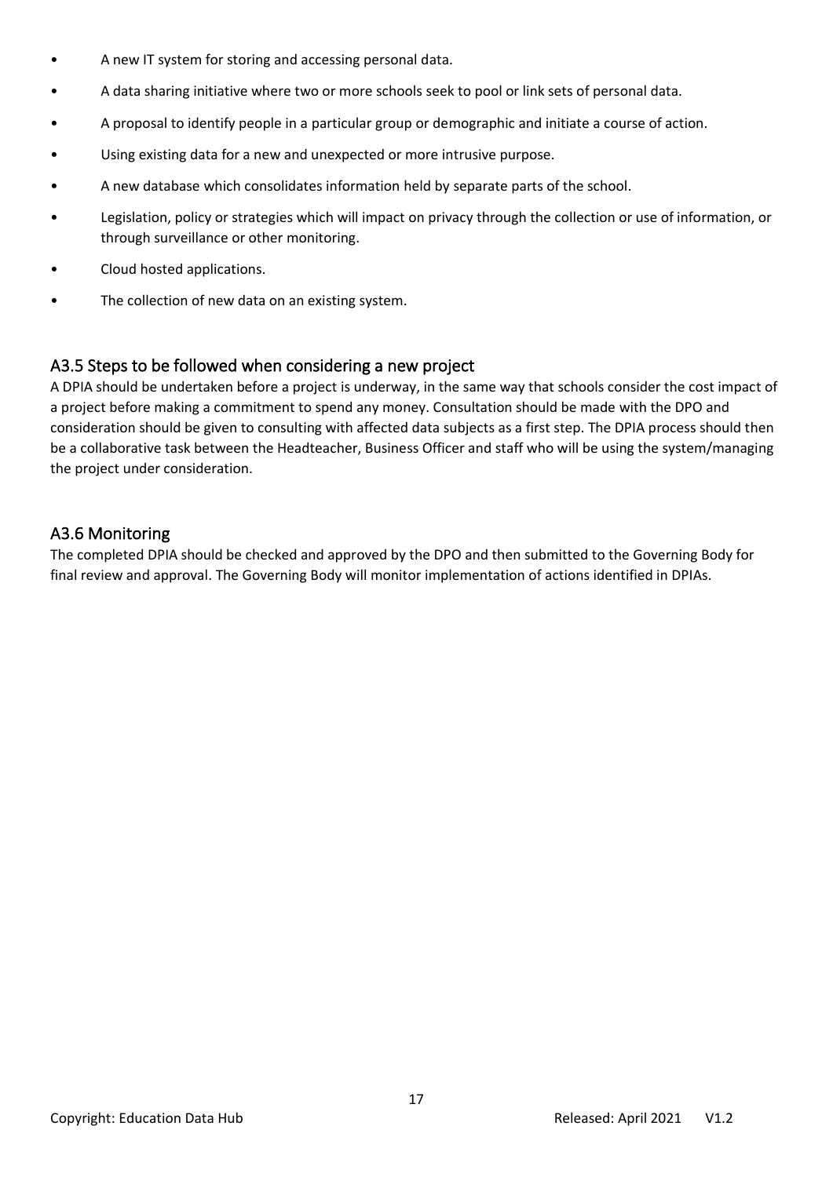- A new IT system for storing and accessing personal data.
- A data sharing initiative where two or more schools seek to pool or link sets of personal data.
- A proposal to identify people in a particular group or demographic and initiate a course of action.
- Using existing data for a new and unexpected or more intrusive purpose.
- A new database which consolidates information held by separate parts of the school.
- Legislation, policy or strategies which will impact on privacy through the collection or use of information, or through surveillance or other monitoring.
- Cloud hosted applications.
- The collection of new data on an existing system.

## A3.5 Steps to be followed when considering a new project

A DPIA should be undertaken before a project is underway, in the same way that schools consider the cost impact of a project before making a commitment to spend any money. Consultation should be made with the DPO and consideration should be given to consulting with affected data subjects as a first step. The DPIA process should then be a collaborative task between the Headteacher, Business Officer and staff who will be using the system/managing the project under consideration.

## A3.6 Monitoring

The completed DPIA should be checked and approved by the DPO and then submitted to the Governing Body for final review and approval. The Governing Body will monitor implementation of actions identified in DPIAs.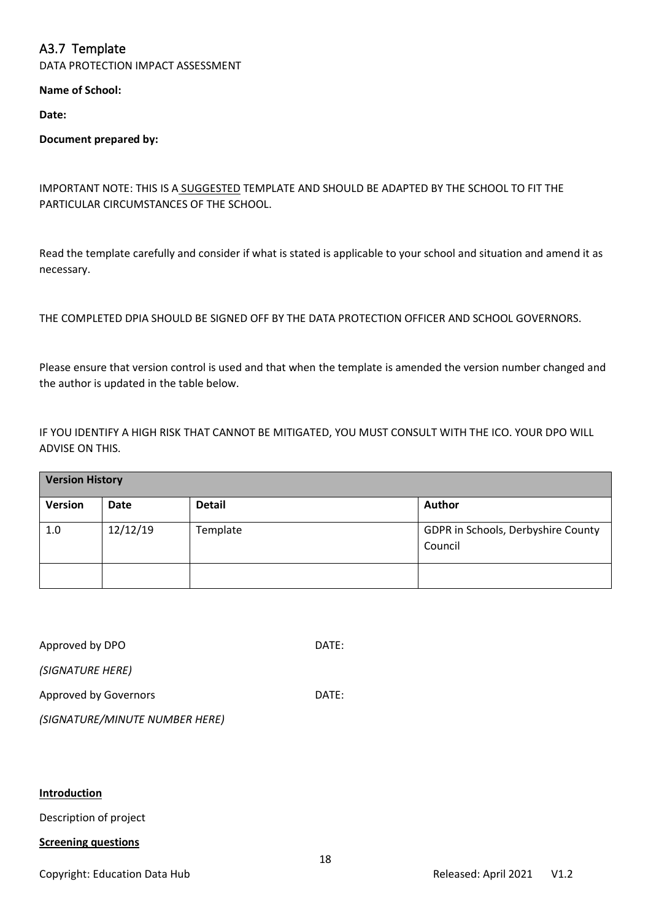## A3.7 Template

DATA PROTECTION IMPACT ASSESSMENT

**Name of School:**

**Date:**

**Document prepared by:**

IMPORTANT NOTE: THIS IS A SUGGESTED TEMPLATE AND SHOULD BE ADAPTED BY THE SCHOOL TO FIT THE PARTICULAR CIRCUMSTANCES OF THE SCHOOL.

Read the template carefully and consider if what is stated is applicable to your school and situation and amend it as necessary.

THE COMPLETED DPIA SHOULD BE SIGNED OFF BY THE DATA PROTECTION OFFICER AND SCHOOL GOVERNORS.

Please ensure that version control is used and that when the template is amended the version number changed and the author is updated in the table below.

IF YOU IDENTIFY A HIGH RISK THAT CANNOT BE MITIGATED, YOU MUST CONSULT WITH THE ICO. YOUR DPO WILL ADVISE ON THIS.

| **Version History** | | | |
|---|---|---|---|
| **Version** | **Date** | **Detail** | **Author** |
| 1.0 | 12/12/19 | Template | GDPR in Schools, Derbyshire County Council |
| | | | |

Approved by DPO DATE:

*(SIGNATURE HERE)*

Approved by Governors DATE:

*(SIGNATURE/MINUTE NUMBER HERE)*

**Introduction**

Description of project

**Screening questions**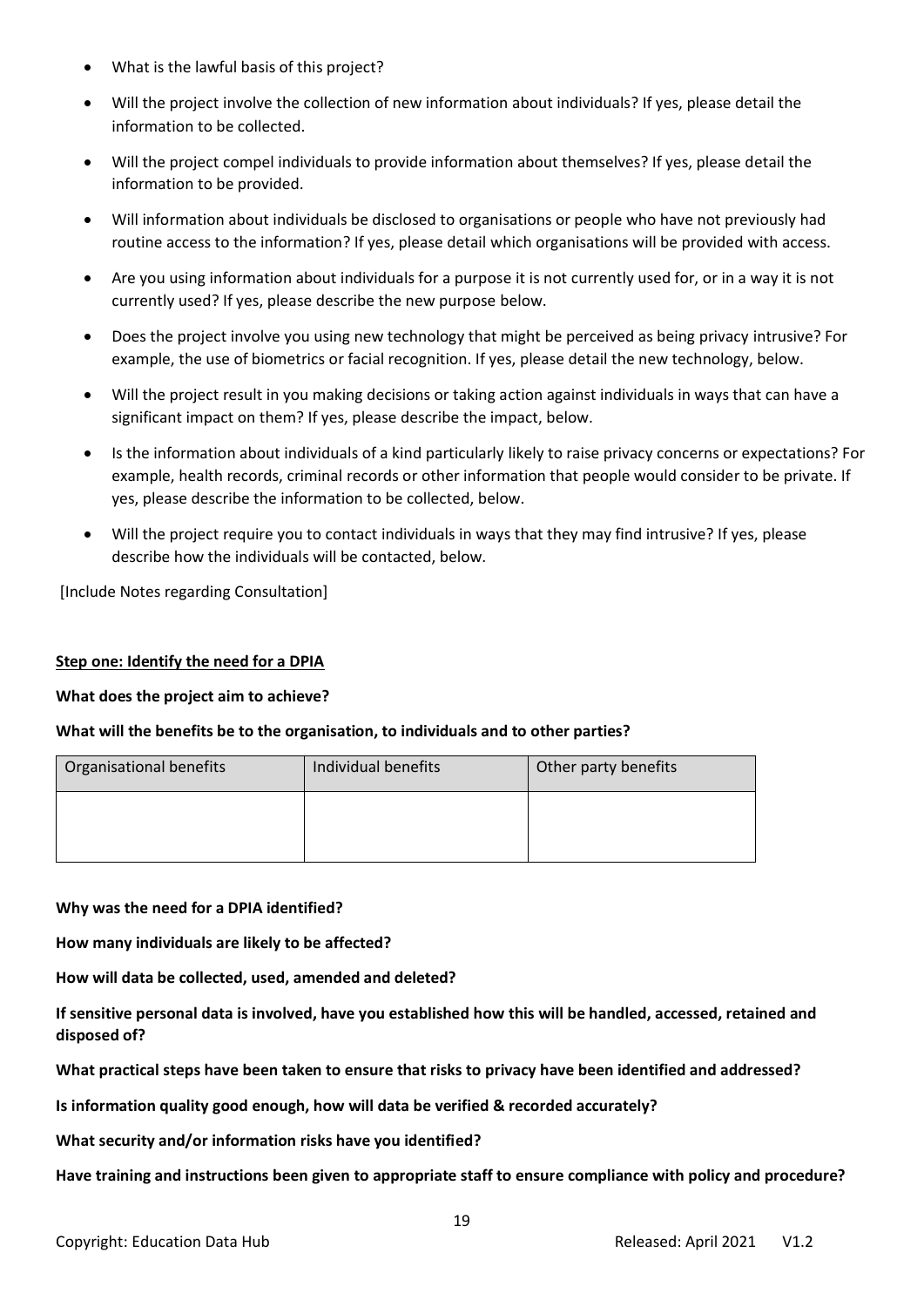- What is the lawful basis of this project?
- Will the project involve the collection of new information about individuals? If yes, please detail the information to be collected.
- Will the project compel individuals to provide information about themselves? If yes, please detail the information to be provided.
- Will information about individuals be disclosed to organisations or people who have not previously had routine access to the information? If yes, please detail which organisations will be provided with access.
- Are you using information about individuals for a purpose it is not currently used for, or in a way it is not currently used? If yes, please describe the new purpose below.
- Does the project involve you using new technology that might be perceived as being privacy intrusive? For example, the use of biometrics or facial recognition. If yes, please detail the new technology, below.
- Will the project result in you making decisions or taking action against individuals in ways that can have a significant impact on them? If yes, please describe the impact, below.
- Is the information about individuals of a kind particularly likely to raise privacy concerns or expectations? For example, health records, criminal records or other information that people would consider to be private. If yes, please describe the information to be collected, below.
- Will the project require you to contact individuals in ways that they may find intrusive? If yes, please describe how the individuals will be contacted, below.

[Include Notes regarding Consultation]

**Step one: Identify the need for a DPIA**

**What does the project aim to achieve?**

**What will the benefits be to the organisation, to individuals and to other parties?**

| Organisational benefits | Individual benefits | Other party benefits |
| --- | --- | --- |
| | | |

**Why was the need for a DPIA identified?**

**How many individuals are likely to be affected?**

**How will data be collected, used, amended and deleted?**

**If sensitive personal data is involved, have you established how this will be handled, accessed, retained and disposed of?**

**What practical steps have been taken to ensure that risks to privacy have been identified and addressed?**

**Is information quality good enough, how will data be verified & recorded accurately?**

**What security and/or information risks have you identified?**

**Have training and instructions been given to appropriate staff to ensure compliance with policy and procedure?**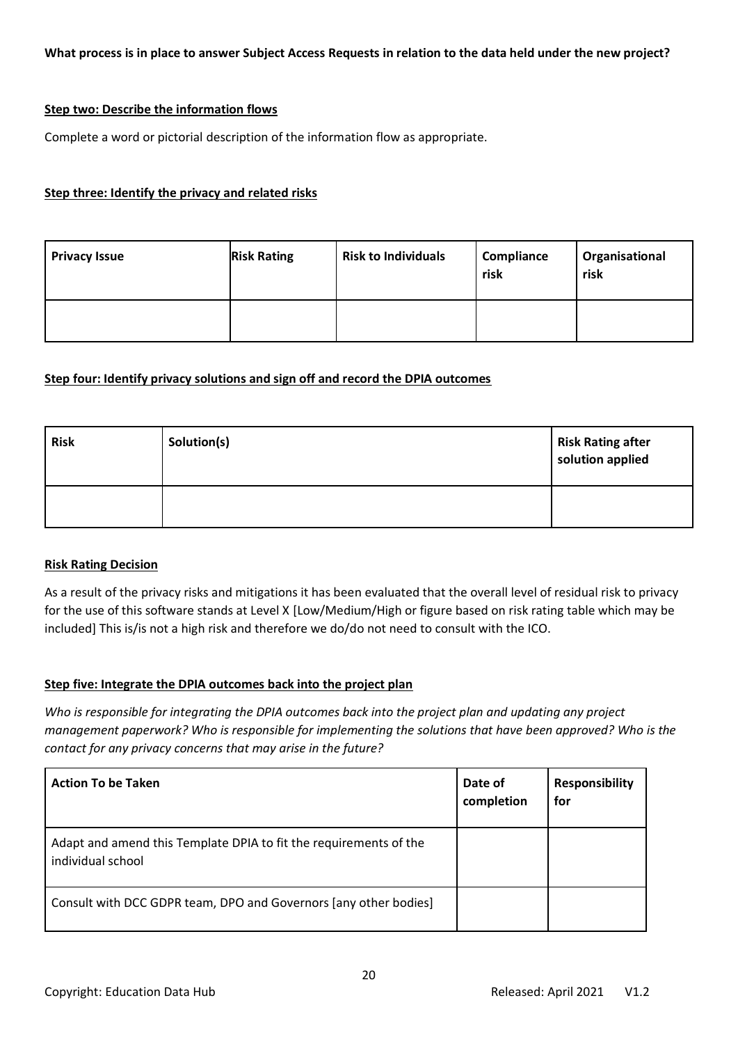**What process is in place to answer Subject Access Requests in relation to the data held under the new project?**

**Step two: Describe the information flows**

Complete a word or pictorial description of the information flow as appropriate.

**Step three: Identify the privacy and related risks**

| Privacy Issue | Risk Rating | Risk to Individuals | Compliance risk | Organisational risk |
|---|---|---|---|---|
| | | | | |

**Step four: Identify privacy solutions and sign off and record the DPIA outcomes**

| Risk | Solution(s) | Risk Rating after solution applied |
|---|---|---|
| | | |

**Risk Rating Decision**

As a result of the privacy risks and mitigations it has been evaluated that the overall level of residual risk to privacy for the use of this software stands at Level X [Low/Medium/High or figure based on risk rating table which may be included] This is/is not a high risk and therefore we do/do not need to consult with the ICO.

**Step five: Integrate the DPIA outcomes back into the project plan**

*Who is responsible for integrating the DPIA outcomes back into the project plan and updating any project management paperwork? Who is responsible for implementing the solutions that have been approved? Who is the contact for any privacy concerns that may arise in the future?*

| Action To be Taken | Date of completion | Responsibility for |
|---|---|---|
| Adapt and amend this Template DPIA to fit the requirements of the individual school | | |
| Consult with DCC GDPR team, DPO and Governors [any other bodies] | | |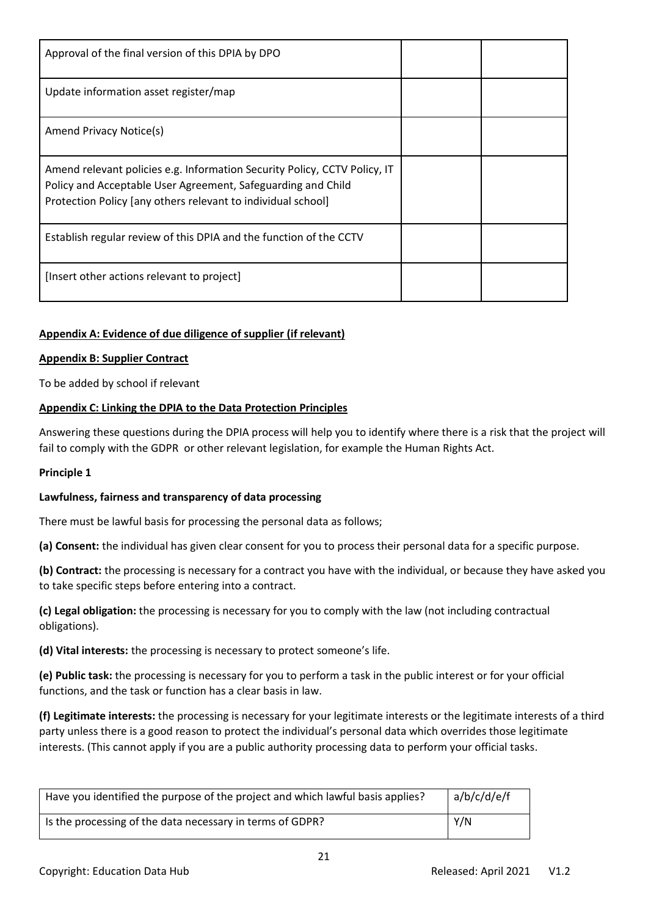| Approval of the final version of this DPIA by DPO | | |
| --- | --- | --- |
| Update information asset register/map | | |
| Amend Privacy Notice(s) | | |
| Amend relevant policies e.g. Information Security Policy, CCTV Policy, IT Policy and Acceptable User Agreement, Safeguarding and Child Protection Policy [any others relevant to individual school] | | |
| Establish regular review of this DPIA and the function of the CCTV | | |
| [Insert other actions relevant to project] | | |

**Appendix A: Evidence of due diligence of supplier (if relevant)**

**Appendix B: Supplier Contract**

To be added by school if relevant

**Appendix C: Linking the DPIA to the Data Protection Principles**

Answering these questions during the DPIA process will help you to identify where there is a risk that the project will fail to comply with the GDPR or other relevant legislation, for example the Human Rights Act.

**Principle 1**

**Lawfulness, fairness and transparency of data processing**

There must be lawful basis for processing the personal data as follows;

**(a) Consent:** the individual has given clear consent for you to process their personal data for a specific purpose.

**(b) Contract:** the processing is necessary for a contract you have with the individual, or because they have asked you to take specific steps before entering into a contract.

**(c) Legal obligation:** the processing is necessary for you to comply with the law (not including contractual obligations).

**(d) Vital interests:** the processing is necessary to protect someone's life.

**(e) Public task:** the processing is necessary for you to perform a task in the public interest or for your official functions, and the task or function has a clear basis in law.

**(f) Legitimate interests:** the processing is necessary for your legitimate interests or the legitimate interests of a third party unless there is a good reason to protect the individual's personal data which overrides those legitimate interests. (This cannot apply if you are a public authority processing data to perform your official tasks.

| Have you identified the purpose of the project and which lawful basis applies? | a/b/c/d/e/f |
| --- | --- |
| Is the processing of the data necessary in terms of GDPR? | Y/N |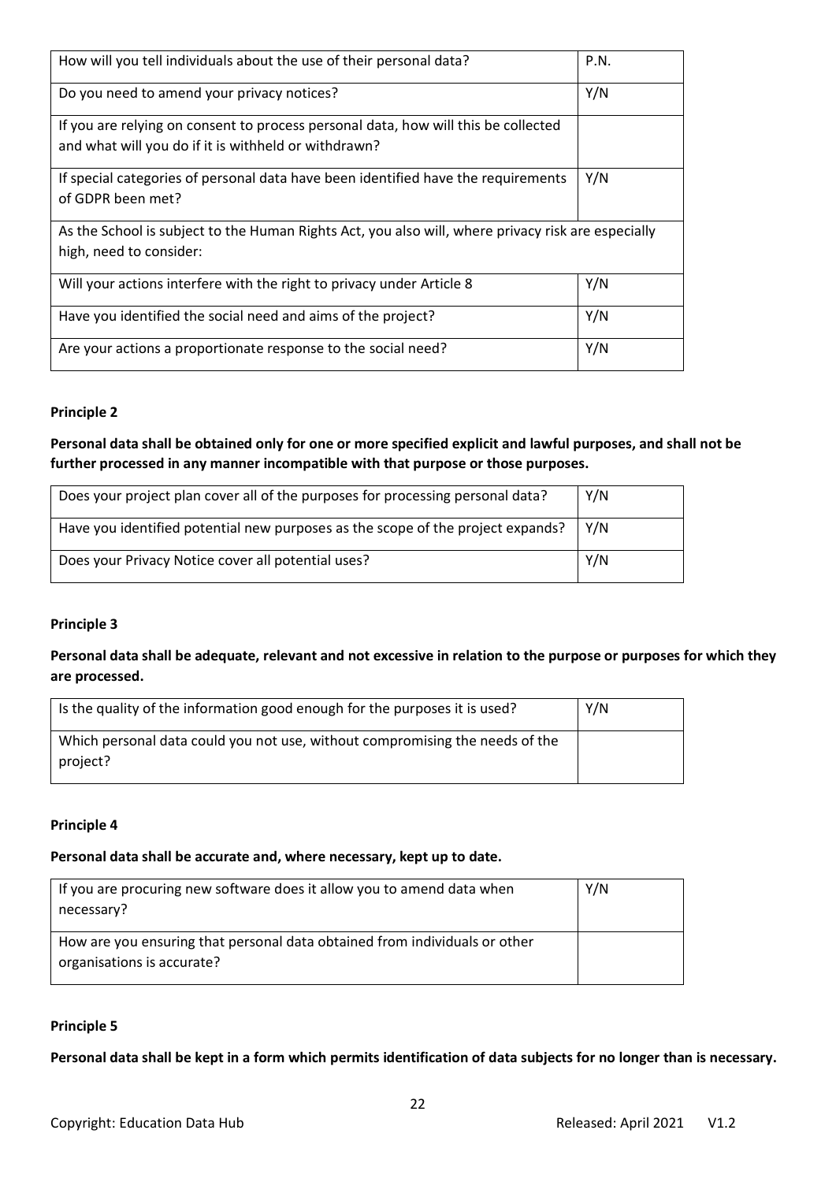| | |
|---|---|
| How will you tell individuals about the use of their personal data? | P.N. |
| Do you need to amend your privacy notices? | Y/N |
| If you are relying on consent to process personal data, how will this be collected and what will you do if it is withheld or withdrawn? | |
| If special categories of personal data have been identified have the requirements of GDPR been met? | Y/N |
| As the School is subject to the Human Rights Act, you also will, where privacy risk are especially high, need to consider: | |
| Will your actions interfere with the right to privacy under Article 8 | Y/N |
| Have you identified the social need and aims of the project? | Y/N |
| Are your actions a proportionate response to the social need? | Y/N |

**Principle 2**

**Personal data shall be obtained only for one or more specified explicit and lawful purposes, and shall not be further processed in any manner incompatible with that purpose or those purposes.**

| | |
|---|---|
| Does your project plan cover all of the purposes for processing personal data? | Y/N |
| Have you identified potential new purposes as the scope of the project expands? | Y/N |
| Does your Privacy Notice cover all potential uses? | Y/N |

**Principle 3**

**Personal data shall be adequate, relevant and not excessive in relation to the purpose or purposes for which they are processed.**

| | |
|---|---|
| Is the quality of the information good enough for the purposes it is used? | Y/N |
| Which personal data could you not use, without compromising the needs of the project? | |

**Principle 4**

**Personal data shall be accurate and, where necessary, kept up to date.**

| | |
|---|---|
| If you are procuring new software does it allow you to amend data when necessary? | Y/N |
| How are you ensuring that personal data obtained from individuals or other organisations is accurate? | |

**Principle 5**

**Personal data shall be kept in a form which permits identification of data subjects for no longer than is necessary.**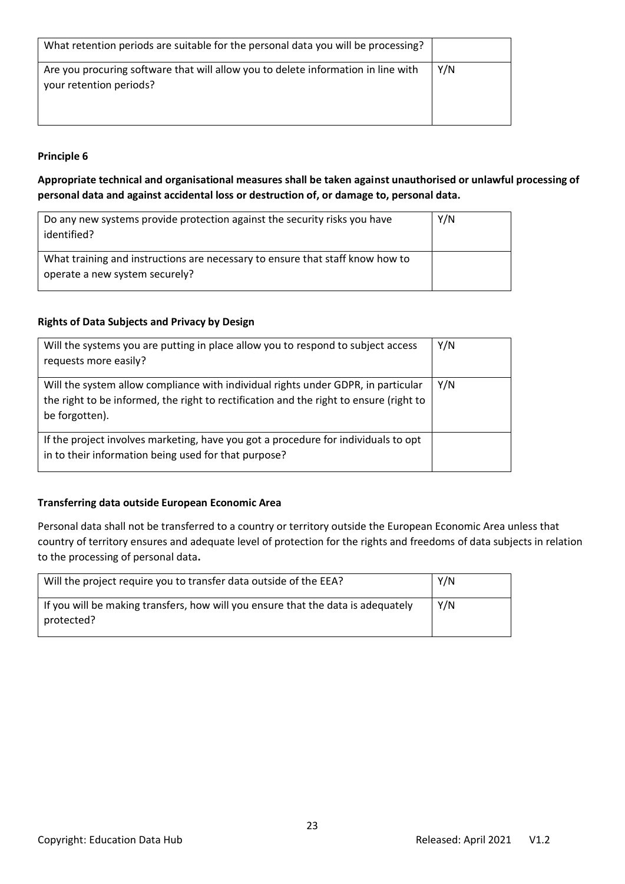| What retention periods are suitable for the personal data you will be processing? | |
|---|---|
| Are you procuring software that will allow you to delete information in line with your retention periods? | Y/N |

**Principle 6**

**Appropriate technical and organisational measures shall be taken against unauthorised or unlawful processing of personal data and against accidental loss or destruction of, or damage to, personal data.**

| Do any new systems provide protection against the security risks you have identified? | Y/N |
|---|---|
| What training and instructions are necessary to ensure that staff know how to operate a new system securely? | |

**Rights of Data Subjects and Privacy by Design**

| Will the systems you are putting in place allow you to respond to subject access requests more easily? | Y/N |
|---|---|
| Will the system allow compliance with individual rights under GDPR, in particular the right to be informed, the right to rectification and the right to ensure (right to be forgotten). | Y/N |
| If the project involves marketing, have you got a procedure for individuals to opt in to their information being used for that purpose? | |

**Transferring data outside European Economic Area**

Personal data shall not be transferred to a country or territory outside the European Economic Area unless that country of territory ensures and adequate level of protection for the rights and freedoms of data subjects in relation to the processing of personal data**.**

| Will the project require you to transfer data outside of the EEA? | Y/N |
|---|---|
| If you will be making transfers, how will you ensure that the data is adequately protected? | Y/N |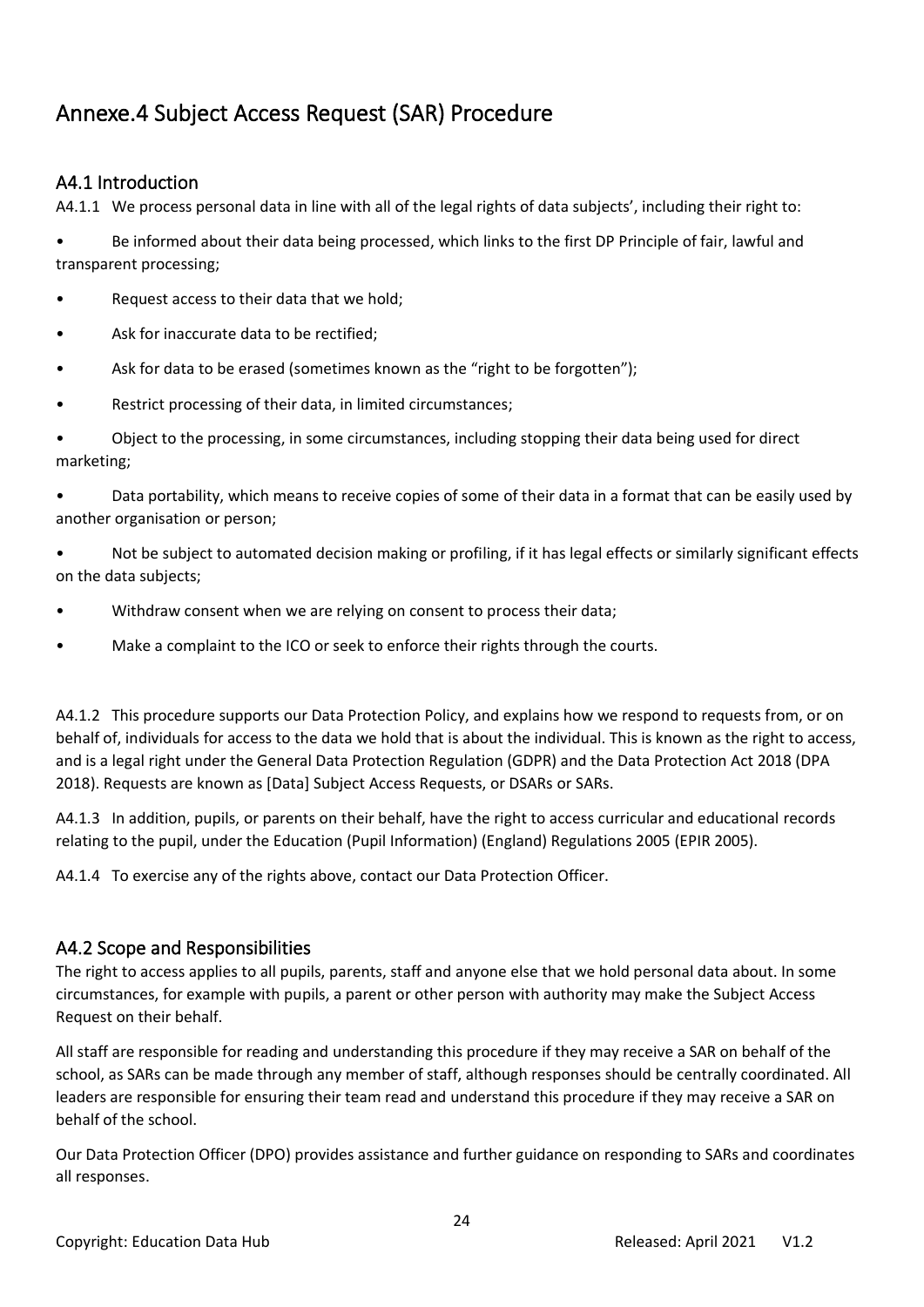# Annexe.4 Subject Access Request (SAR) Procedure

## A4.1 Introduction

A4.1.1 We process personal data in line with all of the legal rights of data subjects', including their right to:

- Be informed about their data being processed, which links to the first DP Principle of fair, lawful and transparent processing;
- Request access to their data that we hold;
- Ask for inaccurate data to be rectified;
- Ask for data to be erased (sometimes known as the "right to be forgotten");
- Restrict processing of their data, in limited circumstances;
- Object to the processing, in some circumstances, including stopping their data being used for direct marketing;
- Data portability, which means to receive copies of some of their data in a format that can be easily used by another organisation or person;
- Not be subject to automated decision making or profiling, if it has legal effects or similarly significant effects on the data subjects;
- Withdraw consent when we are relying on consent to process their data;
- Make a complaint to the ICO or seek to enforce their rights through the courts.

A4.1.2 This procedure supports our Data Protection Policy, and explains how we respond to requests from, or on behalf of, individuals for access to the data we hold that is about the individual. This is known as the right to access, and is a legal right under the General Data Protection Regulation (GDPR) and the Data Protection Act 2018 (DPA 2018). Requests are known as [Data] Subject Access Requests, or DSARs or SARs.

A4.1.3 In addition, pupils, or parents on their behalf, have the right to access curricular and educational records relating to the pupil, under the Education (Pupil Information) (England) Regulations 2005 (EPIR 2005).

A4.1.4 To exercise any of the rights above, contact our Data Protection Officer.

## A4.2 Scope and Responsibilities

The right to access applies to all pupils, parents, staff and anyone else that we hold personal data about. In some circumstances, for example with pupils, a parent or other person with authority may make the Subject Access Request on their behalf.

All staff are responsible for reading and understanding this procedure if they may receive a SAR on behalf of the school, as SARs can be made through any member of staff, although responses should be centrally coordinated. All leaders are responsible for ensuring their team read and understand this procedure if they may receive a SAR on behalf of the school.

Our Data Protection Officer (DPO) provides assistance and further guidance on responding to SARs and coordinates all responses.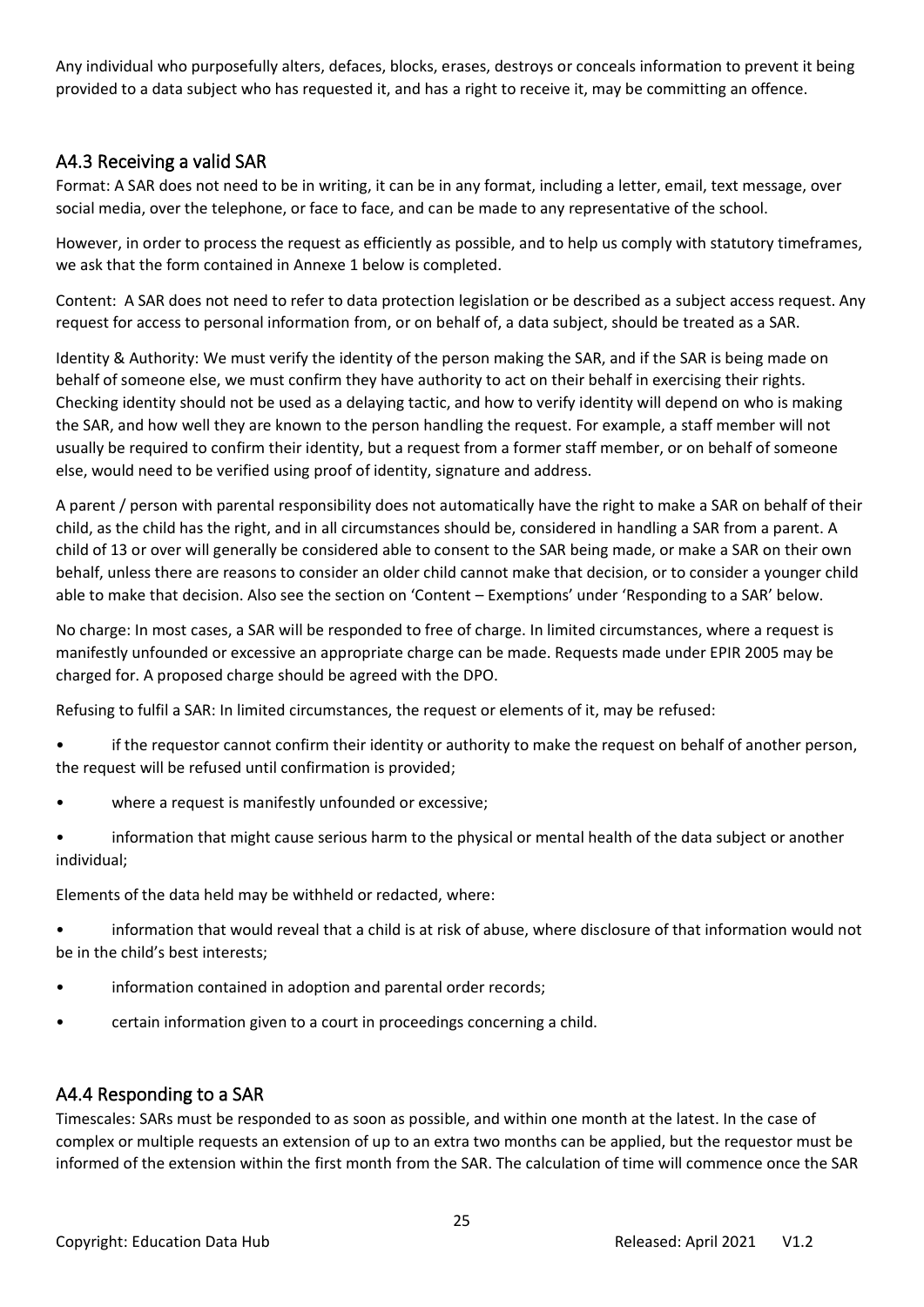Any individual who purposefully alters, defaces, blocks, erases, destroys or conceals information to prevent it being provided to a data subject who has requested it, and has a right to receive it, may be committing an offence.

## A4.3 Receiving a valid SAR

Format: A SAR does not need to be in writing, it can be in any format, including a letter, email, text message, over social media, over the telephone, or face to face, and can be made to any representative of the school.

However, in order to process the request as efficiently as possible, and to help us comply with statutory timeframes, we ask that the form contained in Annexe 1 below is completed.

Content: A SAR does not need to refer to data protection legislation or be described as a subject access request. Any request for access to personal information from, or on behalf of, a data subject, should be treated as a SAR.

Identity & Authority: We must verify the identity of the person making the SAR, and if the SAR is being made on behalf of someone else, we must confirm they have authority to act on their behalf in exercising their rights. Checking identity should not be used as a delaying tactic, and how to verify identity will depend on who is making the SAR, and how well they are known to the person handling the request. For example, a staff member will not usually be required to confirm their identity, but a request from a former staff member, or on behalf of someone else, would need to be verified using proof of identity, signature and address.

A parent / person with parental responsibility does not automatically have the right to make a SAR on behalf of their child, as the child has the right, and in all circumstances should be, considered in handling a SAR from a parent. A child of 13 or over will generally be considered able to consent to the SAR being made, or make a SAR on their own behalf, unless there are reasons to consider an older child cannot make that decision, or to consider a younger child able to make that decision. Also see the section on 'Content – Exemptions' under 'Responding to a SAR' below.

No charge: In most cases, a SAR will be responded to free of charge. In limited circumstances, where a request is manifestly unfounded or excessive an appropriate charge can be made. Requests made under EPIR 2005 may be charged for. A proposed charge should be agreed with the DPO.

Refusing to fulfil a SAR: In limited circumstances, the request or elements of it, may be refused:

- if the requestor cannot confirm their identity or authority to make the request on behalf of another person, the request will be refused until confirmation is provided;
- where a request is manifestly unfounded or excessive;
- information that might cause serious harm to the physical or mental health of the data subject or another individual;

Elements of the data held may be withheld or redacted, where:

- information that would reveal that a child is at risk of abuse, where disclosure of that information would not be in the child's best interests;
- information contained in adoption and parental order records;
- certain information given to a court in proceedings concerning a child.

## A4.4 Responding to a SAR

Timescales: SARs must be responded to as soon as possible, and within one month at the latest. In the case of complex or multiple requests an extension of up to an extra two months can be applied, but the requestor must be informed of the extension within the first month from the SAR. The calculation of time will commence once the SAR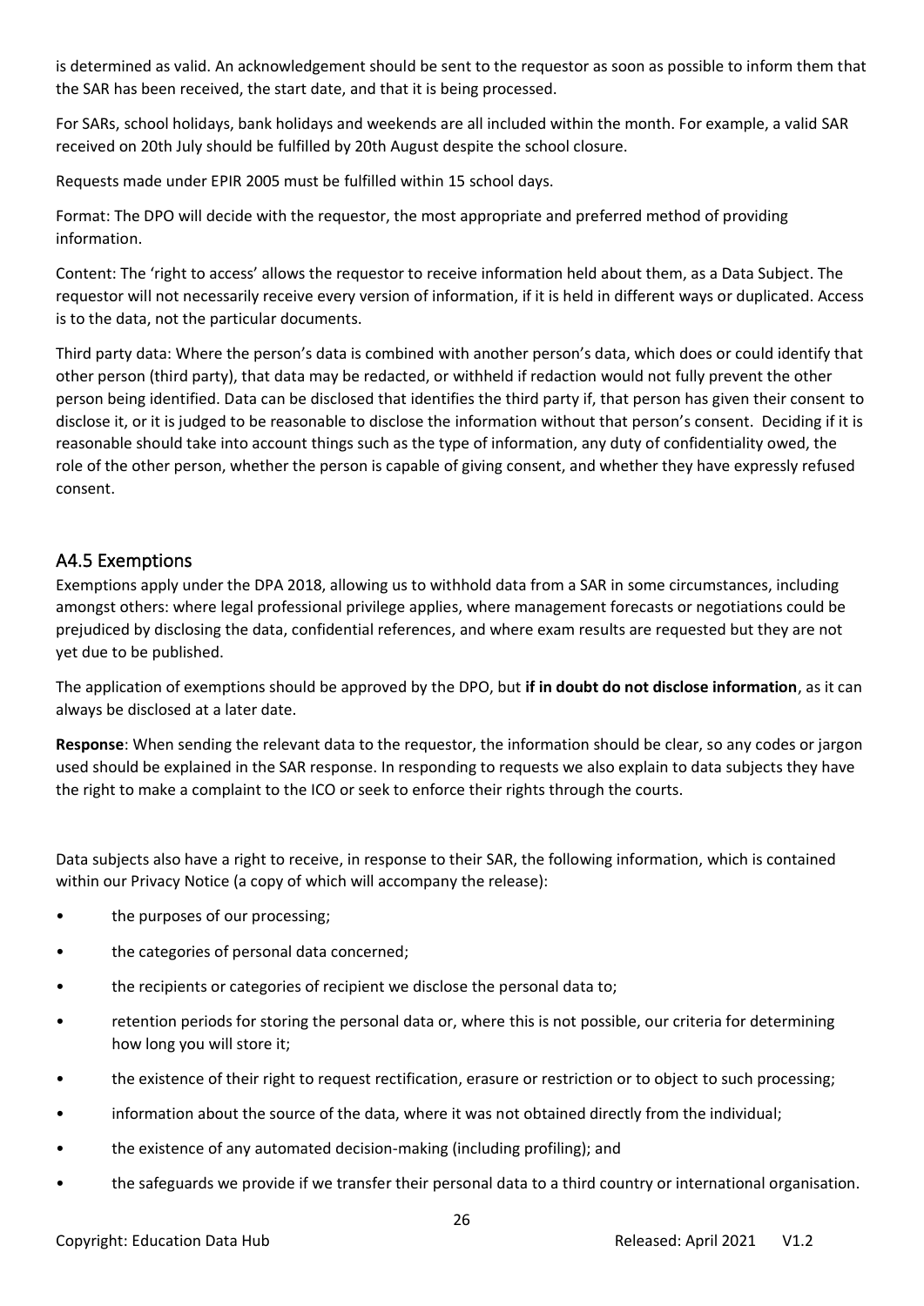is determined as valid. An acknowledgement should be sent to the requestor as soon as possible to inform them that the SAR has been received, the start date, and that it is being processed.

For SARs, school holidays, bank holidays and weekends are all included within the month. For example, a valid SAR received on 20th July should be fulfilled by 20th August despite the school closure.

Requests made under EPIR 2005 must be fulfilled within 15 school days.

Format: The DPO will decide with the requestor, the most appropriate and preferred method of providing information.

Content: The 'right to access' allows the requestor to receive information held about them, as a Data Subject. The requestor will not necessarily receive every version of information, if it is held in different ways or duplicated. Access is to the data, not the particular documents.

Third party data: Where the person's data is combined with another person's data, which does or could identify that other person (third party), that data may be redacted, or withheld if redaction would not fully prevent the other person being identified. Data can be disclosed that identifies the third party if, that person has given their consent to disclose it, or it is judged to be reasonable to disclose the information without that person's consent. Deciding if it is reasonable should take into account things such as the type of information, any duty of confidentiality owed, the role of the other person, whether the person is capable of giving consent, and whether they have expressly refused consent.

## A4.5 Exemptions

Exemptions apply under the DPA 2018, allowing us to withhold data from a SAR in some circumstances, including amongst others: where legal professional privilege applies, where management forecasts or negotiations could be prejudiced by disclosing the data, confidential references, and where exam results are requested but they are not yet due to be published.

The application of exemptions should be approved by the DPO, but **if in doubt do not disclose information**, as it can always be disclosed at a later date.

**Response**: When sending the relevant data to the requestor, the information should be clear, so any codes or jargon used should be explained in the SAR response. In responding to requests we also explain to data subjects they have the right to make a complaint to the ICO or seek to enforce their rights through the courts.

Data subjects also have a right to receive, in response to their SAR, the following information, which is contained within our Privacy Notice (a copy of which will accompany the release):

- the purposes of our processing;
- the categories of personal data concerned;
- the recipients or categories of recipient we disclose the personal data to;
- retention periods for storing the personal data or, where this is not possible, our criteria for determining how long you will store it;
- the existence of their right to request rectification, erasure or restriction or to object to such processing;
- information about the source of the data, where it was not obtained directly from the individual;
- the existence of any automated decision-making (including profiling); and
- the safeguards we provide if we transfer their personal data to a third country or international organisation.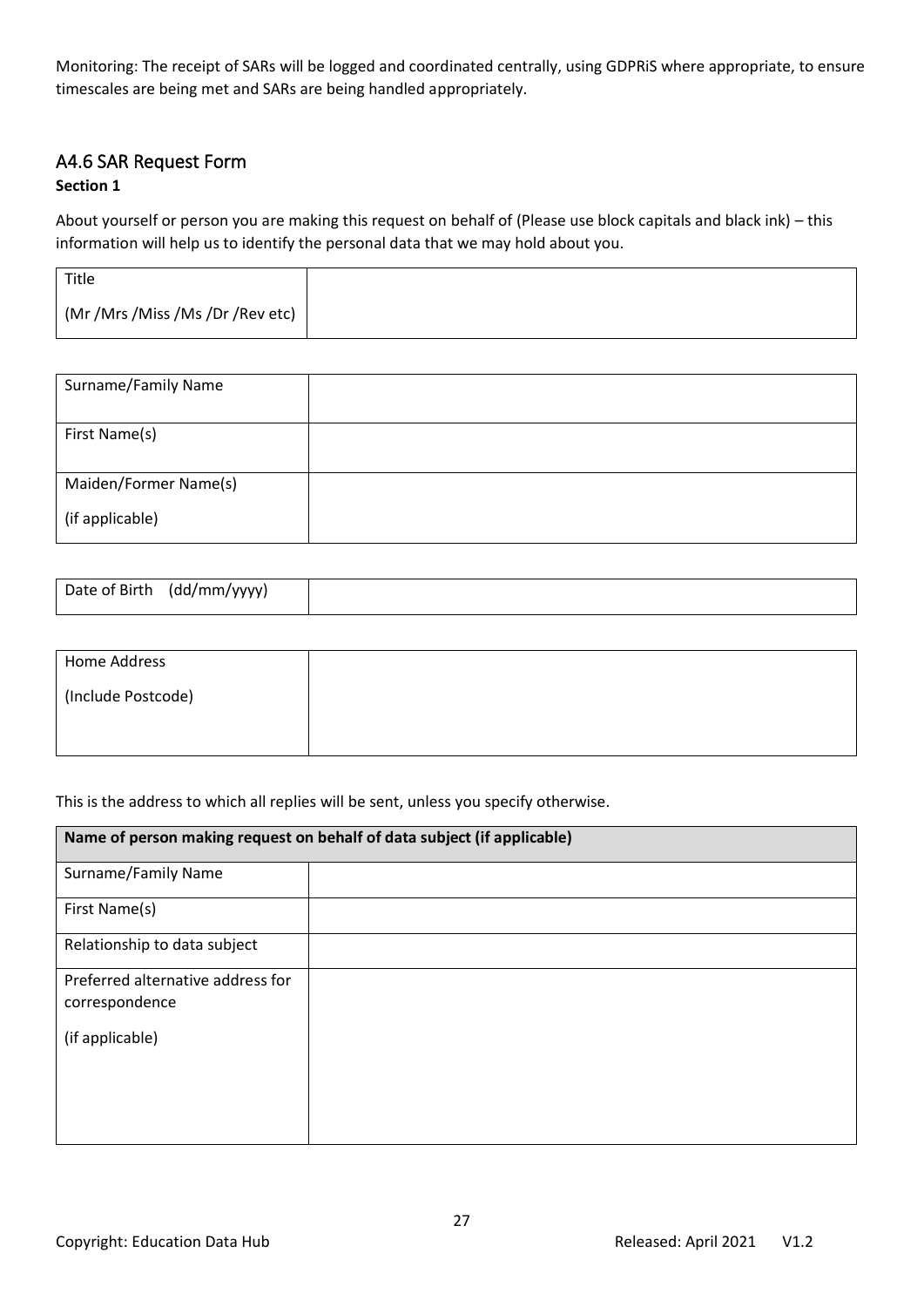Monitoring: The receipt of SARs will be logged and coordinated centrally, using GDPRiS where appropriate, to ensure timescales are being met and SARs are being handled appropriately.

## A4.6 SAR Request Form

**Section 1**

About yourself or person you are making this request on behalf of (Please use block capitals and black ink) – this information will help us to identify the personal data that we may hold about you.

| Title (Mr /Mrs /Miss /Ms /Dr /Rev etc) | |
|---|---|

| Surname/Family Name | |
|---|---|
| First Name(s) | |
| Maiden/Former Name(s) (if applicable) | |

| Date of Birth (dd/mm/yyyy) | |
|---|---|

| Home Address (Include Postcode) | |
|---|---|

This is the address to which all replies will be sent, unless you specify otherwise.

| **Name of person making request on behalf of data subject (if applicable)** | |
|---|---|
| Surname/Family Name | |
| First Name(s) | |
| Relationship to data subject | |
| Preferred alternative address for correspondence (if applicable) | |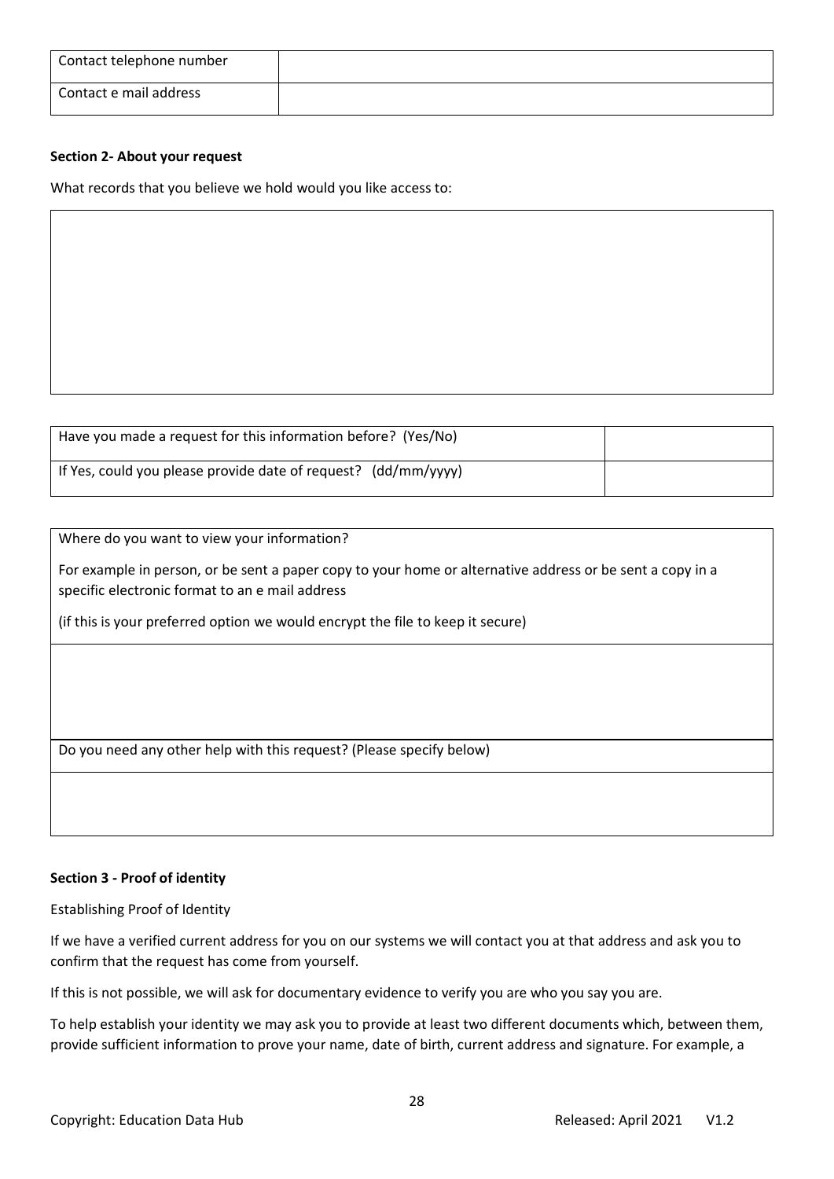| Contact telephone number | |
|---|---|
| Contact e mail address | |

**Section 2- About your request**

What records that you believe we hold would you like access to:

| |
|---|
| |

| Have you made a request for this information before? (Yes/No) | |
|---|---|
| If Yes, could you please provide date of request? (dd/mm/yyyy) | |

| Where do you want to view your information?<br><br>For example in person, or be sent a paper copy to your home or alternative address or be sent a copy in a specific electronic format to an e mail address<br><br>(if this is your preferred option we would encrypt the file to keep it secure) |
|---|
| |
| Do you need any other help with this request? (Please specify below) |
| |

**Section 3 - Proof of identity**

Establishing Proof of Identity

If we have a verified current address for you on our systems we will contact you at that address and ask you to confirm that the request has come from yourself.

If this is not possible, we will ask for documentary evidence to verify you are who you say you are.

To help establish your identity we may ask you to provide at least two different documents which, between them, provide sufficient information to prove your name, date of birth, current address and signature. For example, a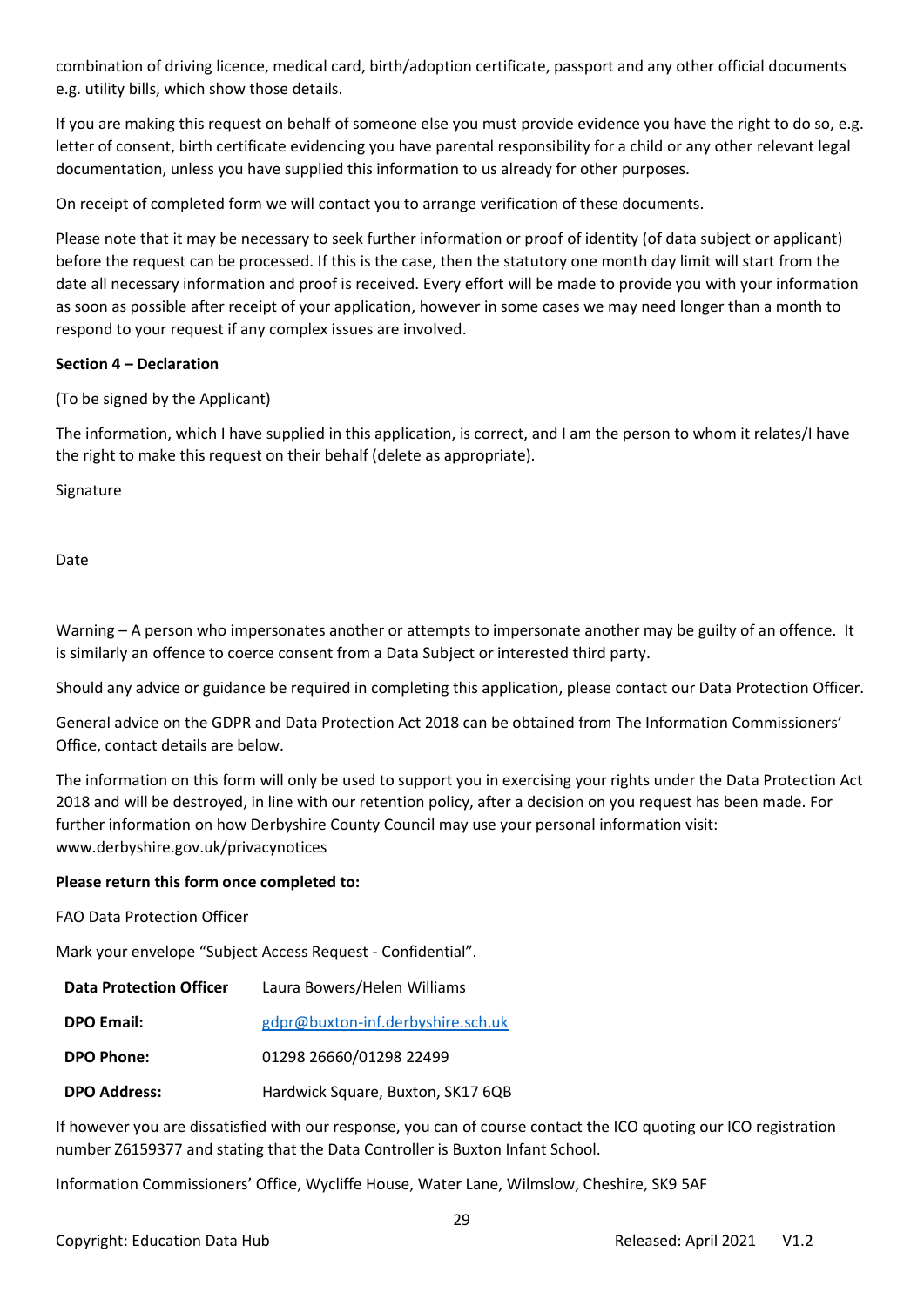combination of driving licence, medical card, birth/adoption certificate, passport and any other official documents e.g. utility bills, which show those details.

If you are making this request on behalf of someone else you must provide evidence you have the right to do so, e.g. letter of consent, birth certificate evidencing you have parental responsibility for a child or any other relevant legal documentation, unless you have supplied this information to us already for other purposes.

On receipt of completed form we will contact you to arrange verification of these documents.

Please note that it may be necessary to seek further information or proof of identity (of data subject or applicant) before the request can be processed. If this is the case, then the statutory one month day limit will start from the date all necessary information and proof is received. Every effort will be made to provide you with your information as soon as possible after receipt of your application, however in some cases we may need longer than a month to respond to your request if any complex issues are involved.

**Section 4 – Declaration**

(To be signed by the Applicant)

The information, which I have supplied in this application, is correct, and I am the person to whom it relates/I have the right to make this request on their behalf (delete as appropriate).

Signature

Date

Warning – A person who impersonates another or attempts to impersonate another may be guilty of an offence. It is similarly an offence to coerce consent from a Data Subject or interested third party.

Should any advice or guidance be required in completing this application, please contact our Data Protection Officer.

General advice on the GDPR and Data Protection Act 2018 can be obtained from The Information Commissioners' Office, contact details are below.

The information on this form will only be used to support you in exercising your rights under the Data Protection Act 2018 and will be destroyed, in line with our retention policy, after a decision on you request has been made. For further information on how Derbyshire County Council may use your personal information visit: www.derbyshire.gov.uk/privacynotices

**Please return this form once completed to:**

FAO Data Protection Officer

Mark your envelope "Subject Access Request - Confidential".

| **Data Protection Officer** | Laura Bowers/Helen Williams |
|---|---|
| **DPO Email:** | gdpr@buxton-inf.derbyshire.sch.uk |
| **DPO Phone:** | 01298 26660/01298 22499 |
| **DPO Address:** | Hardwick Square, Buxton, SK17 6QB |

If however you are dissatisfied with our response, you can of course contact the ICO quoting our ICO registration number Z6159377 and stating that the Data Controller is Buxton Infant School.

Information Commissioners' Office, Wycliffe House, Water Lane, Wilmslow, Cheshire, SK9 5AF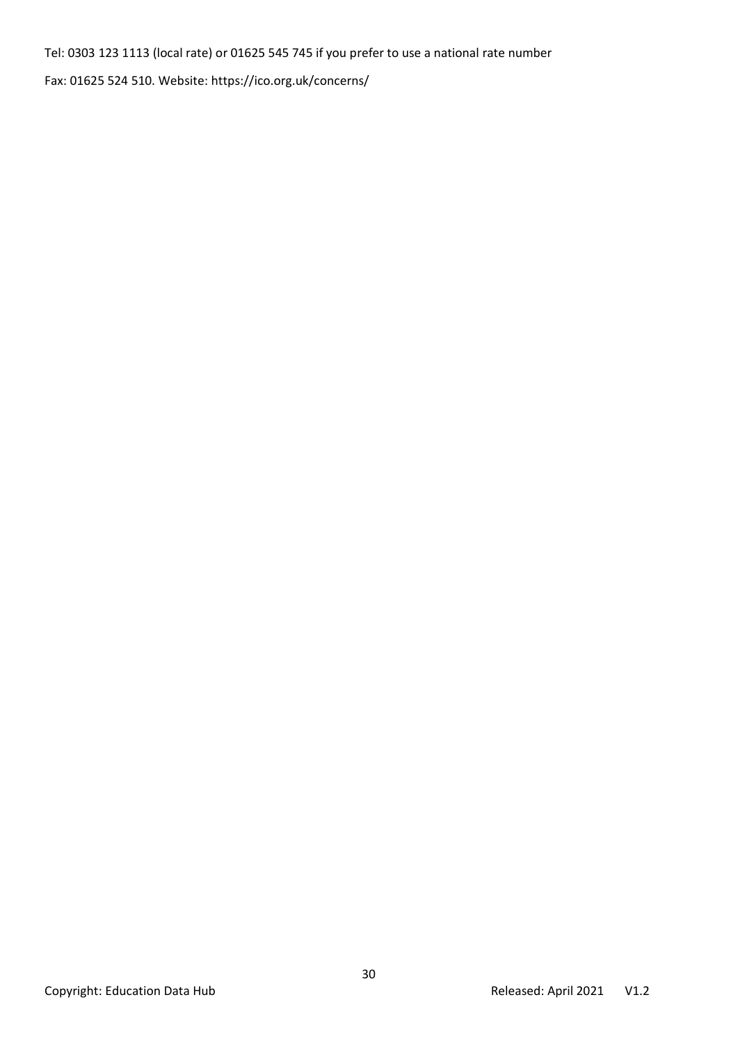Tel: 0303 123 1113 (local rate) or 01625 545 745 if you prefer to use a national rate number

Fax: 01625 524 510. Website: https://ico.org.uk/concerns/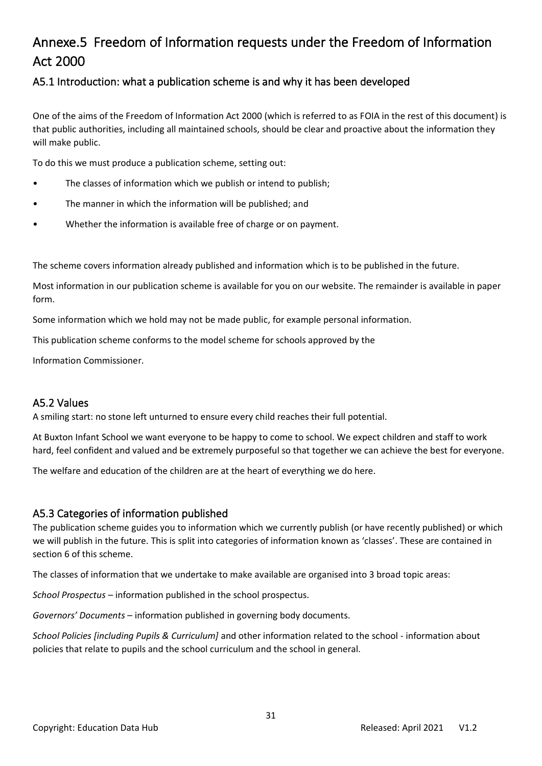# Annexe.5 Freedom of Information requests under the Freedom of Information Act 2000

## A5.1 Introduction: what a publication scheme is and why it has been developed

One of the aims of the Freedom of Information Act 2000 (which is referred to as FOIA in the rest of this document) is that public authorities, including all maintained schools, should be clear and proactive about the information they will make public.

To do this we must produce a publication scheme, setting out:

- The classes of information which we publish or intend to publish;
- The manner in which the information will be published; and
- Whether the information is available free of charge or on payment.

The scheme covers information already published and information which is to be published in the future.

Most information in our publication scheme is available for you on our website. The remainder is available in paper form.

Some information which we hold may not be made public, for example personal information.

This publication scheme conforms to the model scheme for schools approved by the

Information Commissioner.

## A5.2 Values

A smiling start: no stone left unturned to ensure every child reaches their full potential.

At Buxton Infant School we want everyone to be happy to come to school. We expect children and staff to work hard, feel confident and valued and be extremely purposeful so that together we can achieve the best for everyone.

The welfare and education of the children are at the heart of everything we do here.

## A5.3 Categories of information published

The publication scheme guides you to information which we currently publish (or have recently published) or which we will publish in the future. This is split into categories of information known as 'classes'. These are contained in section 6 of this scheme.

The classes of information that we undertake to make available are organised into 3 broad topic areas:

*School Prospectus* – information published in the school prospectus.

*Governors' Documents* – information published in governing body documents.

*School Policies [including Pupils & Curriculum]* and other information related to the school - information about policies that relate to pupils and the school curriculum and the school in general.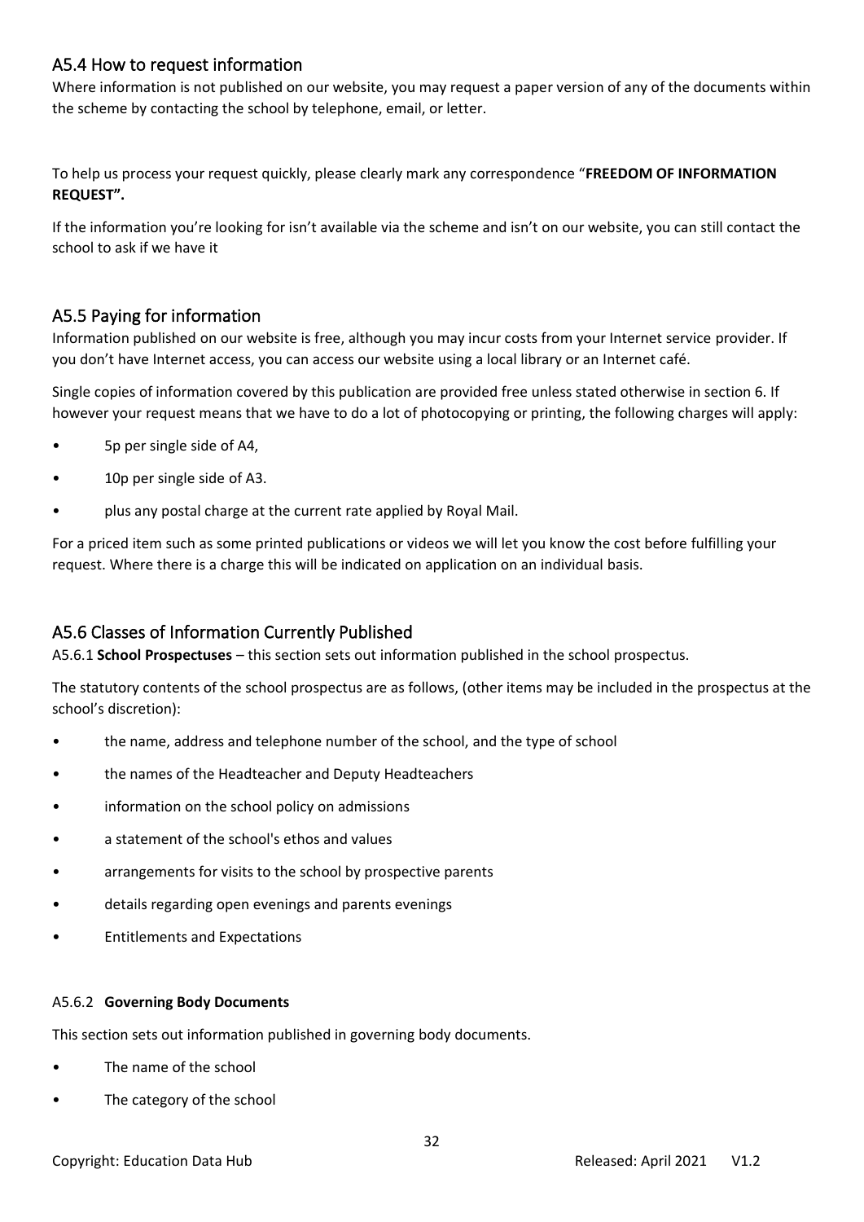## A5.4 How to request information

Where information is not published on our website, you may request a paper version of any of the documents within the scheme by contacting the school by telephone, email, or letter.

To help us process your request quickly, please clearly mark any correspondence "**FREEDOM OF INFORMATION REQUEST".**

If the information you're looking for isn't available via the scheme and isn't on our website, you can still contact the school to ask if we have it

## A5.5 Paying for information

Information published on our website is free, although you may incur costs from your Internet service provider. If you don't have Internet access, you can access our website using a local library or an Internet café.

Single copies of information covered by this publication are provided free unless stated otherwise in section 6. If however your request means that we have to do a lot of photocopying or printing, the following charges will apply:

- 5p per single side of A4,
- 10p per single side of A3.
- plus any postal charge at the current rate applied by Royal Mail.

For a priced item such as some printed publications or videos we will let you know the cost before fulfilling your request. Where there is a charge this will be indicated on application on an individual basis.

## A5.6 Classes of Information Currently Published

A5.6.1 **School Prospectuses** – this section sets out information published in the school prospectus.

The statutory contents of the school prospectus are as follows, (other items may be included in the prospectus at the school's discretion):

- the name, address and telephone number of the school, and the type of school
- the names of the Headteacher and Deputy Headteachers
- information on the school policy on admissions
- a statement of the school's ethos and values
- arrangements for visits to the school by prospective parents
- details regarding open evenings and parents evenings
- Entitlements and Expectations

#### A5.6.2 **Governing Body Documents**

This section sets out information published in governing body documents.

- The name of the school
- The category of the school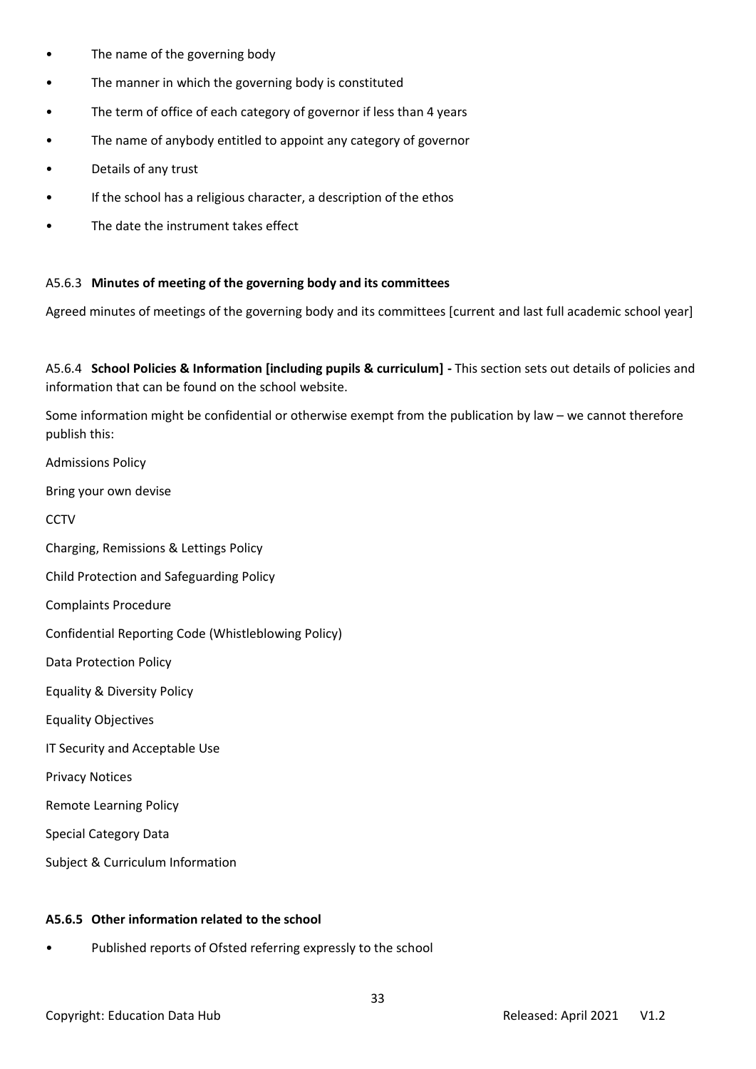- The name of the governing body
- The manner in which the governing body is constituted
- The term of office of each category of governor if less than 4 years
- The name of anybody entitled to appoint any category of governor
- Details of any trust
- If the school has a religious character, a description of the ethos
- The date the instrument takes effect

A5.6.3 **Minutes of meeting of the governing body and its committees**

Agreed minutes of meetings of the governing body and its committees [current and last full academic school year]

A5.6.4 **School Policies & Information [including pupils & curriculum] -** This section sets out details of policies and information that can be found on the school website.

Some information might be confidential or otherwise exempt from the publication by law – we cannot therefore publish this:

Admissions Policy

Bring your own devise

CCTV

Charging, Remissions & Lettings Policy

Child Protection and Safeguarding Policy

Complaints Procedure

Confidential Reporting Code (Whistleblowing Policy)

Data Protection Policy

Equality & Diversity Policy

Equality Objectives

IT Security and Acceptable Use

Privacy Notices

Remote Learning Policy

Special Category Data

Subject & Curriculum Information

**A5.6.5 Other information related to the school**

- Published reports of Ofsted referring expressly to the school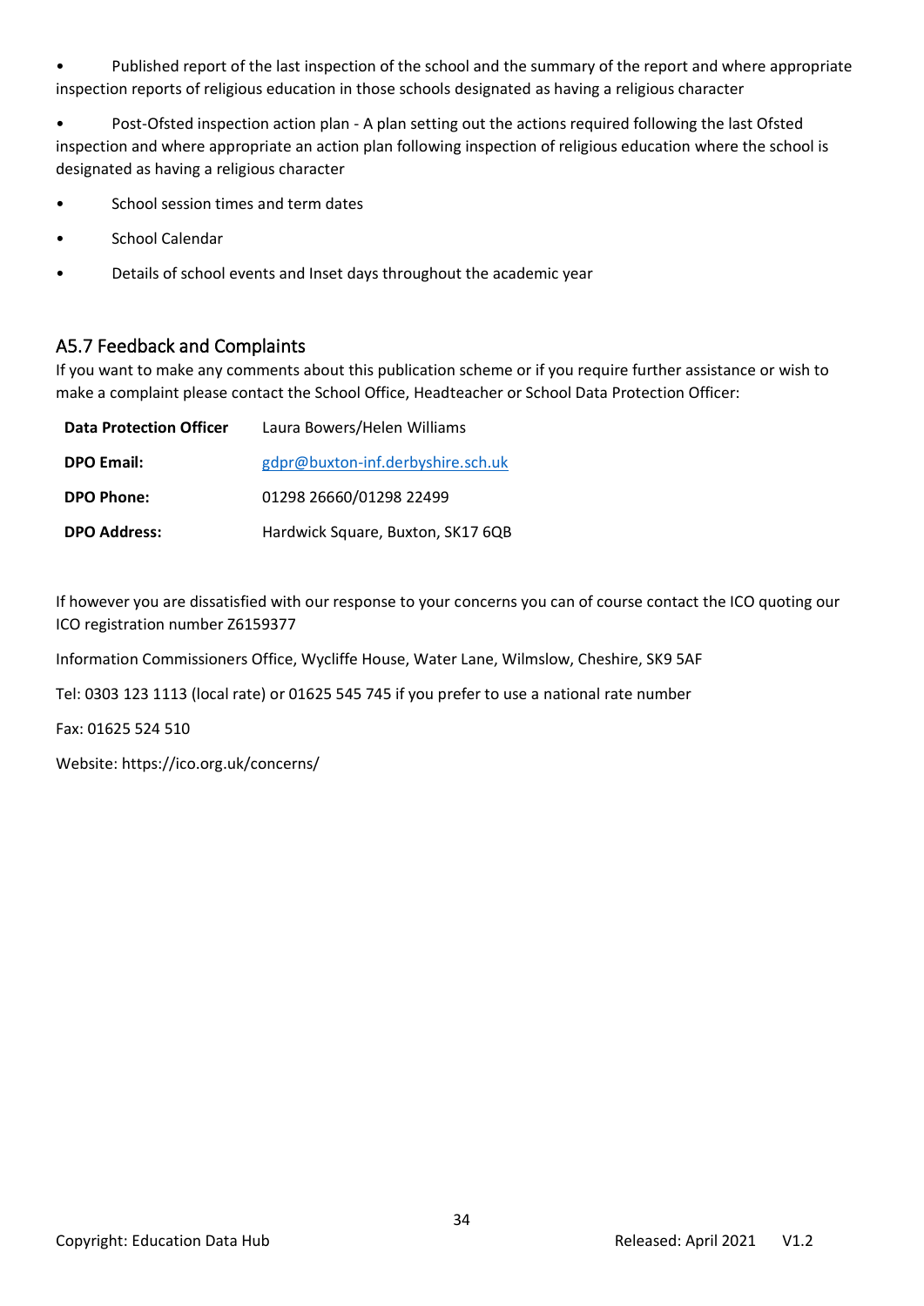- Published report of the last inspection of the school and the summary of the report and where appropriate inspection reports of religious education in those schools designated as having a religious character
- Post-Ofsted inspection action plan - A plan setting out the actions required following the last Ofsted inspection and where appropriate an action plan following inspection of religious education where the school is designated as having a religious character
- School session times and term dates
- School Calendar
- Details of school events and Inset days throughout the academic year

## A5.7 Feedback and Complaints

If you want to make any comments about this publication scheme or if you require further assistance or wish to make a complaint please contact the School Office, Headteacher or School Data Protection Officer:

| | |
|---|---|
| **Data Protection Officer** | Laura Bowers/Helen Williams |
| **DPO Email:** | gdpr@buxton-inf.derbyshire.sch.uk |
| **DPO Phone:** | 01298 26660/01298 22499 |
| **DPO Address:** | Hardwick Square, Buxton, SK17 6QB |

If however you are dissatisfied with our response to your concerns you can of course contact the ICO quoting our ICO registration number Z6159377

Information Commissioners Office, Wycliffe House, Water Lane, Wilmslow, Cheshire, SK9 5AF

Tel: 0303 123 1113 (local rate) or 01625 545 745 if you prefer to use a national rate number

Fax: 01625 524 510

Website: https://ico.org.uk/concerns/

Copyright: Education Data Hub Released: April 2021 V1.2